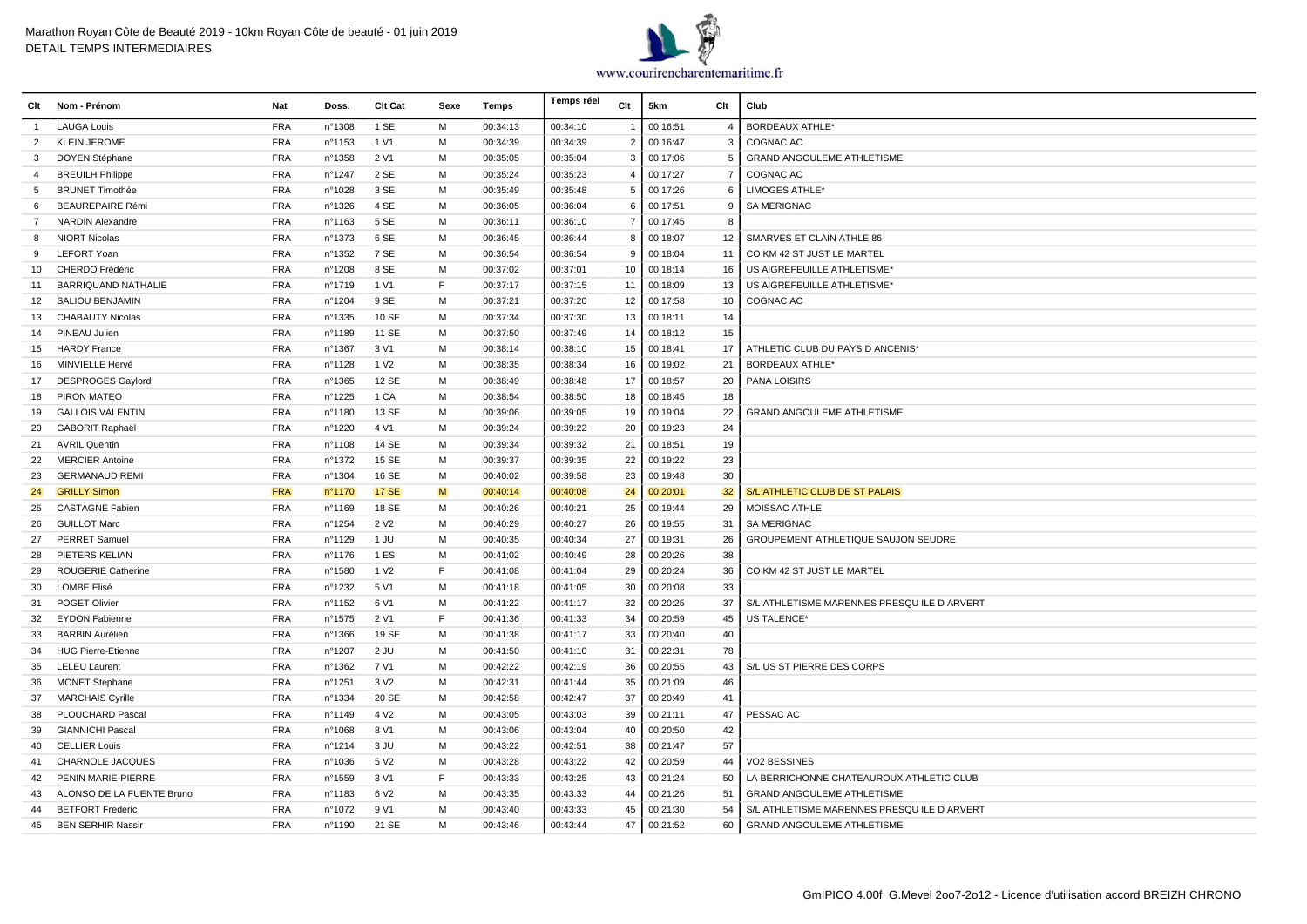# Marathon Royan Côte de Beauté 2019 - 10km Royan Côte de beauté - 01 juin 2019

DETAIL TEMPS INTERMEDIAIRES

www.courirencharentemaritime.fr

| Clt | Nom - Prénom | Nat | Doss. | Clt Cat | Sexe | Temps | Temps réel | Clt | 5km | Clt | Club |
|---|---|---|---|---|---|---|---|---|---|---|---|
| 1 | LAUGA Louis | FRA | n°1308 | 1 SE | M | 00:34:13 | 00:34:10 | 1 | 00:16:51 | 4 | BORDEAUX ATHLE* |
| 2 | KLEIN JEROME | FRA | n°1153 | 1 V1 | M | 00:34:39 | 00:34:39 | 2 | 00:16:47 | 3 | COGNAC AC |
| 3 | DOYEN Stéphane | FRA | n°1358 | 2 V1 | M | 00:35:05 | 00:35:04 | 3 | 00:17:06 | 5 | GRAND ANGOULEME ATHLETISME |
| 4 | BREUILH Philippe | FRA | n°1247 | 2 SE | M | 00:35:24 | 00:35:23 | 4 | 00:17:27 | 7 | COGNAC AC |
| 5 | BRUNET Timothée | FRA | n°1028 | 3 SE | M | 00:35:49 | 00:35:48 | 5 | 00:17:26 | 6 | LIMOGES ATHLE* |
| 6 | BEAUREPAIRE Rémi | FRA | n°1326 | 4 SE | M | 00:36:05 | 00:36:04 | 6 | 00:17:51 | 9 | SA MERIGNAC |
| 7 | NARDIN Alexandre | FRA | n°1163 | 5 SE | M | 00:36:11 | 00:36:10 | 7 | 00:17:45 | 8 | |
| 8 | NIORT Nicolas | FRA | n°1373 | 6 SE | M | 00:36:45 | 00:36:44 | 8 | 00:18:07 | 12 | SMARVES ET CLAIN ATHLE 86 |
| 9 | LEFORT Yoan | FRA | n°1352 | 7 SE | M | 00:36:54 | 00:36:54 | 9 | 00:18:04 | 11 | CO KM 42 ST JUST LE MARTEL |
| 10 | CHERDO Frédéric | FRA | n°1208 | 8 SE | M | 00:37:02 | 00:37:01 | 10 | 00:18:14 | 16 | US AIGREFEUILLE ATHLETISME* |
| 11 | BARRIQUAND NATHALIE | FRA | n°1719 | 1 V1 | F | 00:37:17 | 00:37:15 | 11 | 00:18:09 | 13 | US AIGREFEUILLE ATHLETISME* |
| 12 | SALIOU BENJAMIN | FRA | n°1204 | 9 SE | M | 00:37:21 | 00:37:20 | 12 | 00:17:58 | 10 | COGNAC AC |
| 13 | CHABAUTY Nicolas | FRA | n°1335 | 10 SE | M | 00:37:34 | 00:37:30 | 13 | 00:18:11 | 14 | |
| 14 | PINEAU Julien | FRA | n°1189 | 11 SE | M | 00:37:50 | 00:37:49 | 14 | 00:18:12 | 15 | |
| 15 | HARDY France | FRA | n°1367 | 3 V1 | M | 00:38:14 | 00:38:10 | 15 | 00:18:41 | 17 | ATHLETIC CLUB DU PAYS D ANCENIS* |
| 16 | MINVIELLE Hervé | FRA | n°1128 | 1 V2 | M | 00:38:35 | 00:38:34 | 16 | 00:19:02 | 21 | BORDEAUX ATHLE* |
| 17 | DESPROGES Gaylord | FRA | n°1365 | 12 SE | M | 00:38:49 | 00:38:48 | 17 | 00:18:57 | 20 | PANA LOISIRS |
| 18 | PIRON MATEO | FRA | n°1225 | 1 CA | M | 00:38:54 | 00:38:50 | 18 | 00:18:45 | 18 | |
| 19 | GALLOIS VALENTIN | FRA | n°1180 | 13 SE | M | 00:39:06 | 00:39:05 | 19 | 00:19:04 | 22 | GRAND ANGOULEME ATHLETISME |
| 20 | GABORIT Raphaël | FRA | n°1220 | 4 V1 | M | 00:39:24 | 00:39:22 | 20 | 00:19:23 | 24 | |
| 21 | AVRIL Quentin | FRA | n°1108 | 14 SE | M | 00:39:34 | 00:39:32 | 21 | 00:18:51 | 19 | |
| 22 | MERCIER Antoine | FRA | n°1372 | 15 SE | M | 00:39:37 | 00:39:35 | 22 | 00:19:22 | 23 | |
| 23 | GERMANAUD REMI | FRA | n°1304 | 16 SE | M | 00:40:02 | 00:39:58 | 23 | 00:19:48 | 30 | |
| 24 | GRILLY Simon | FRA | n°1170 | 17 SE | M | 00:40:14 | 00:40:08 | 24 | 00:20:01 | 32 | S/L ATHLETIC CLUB DE ST PALAIS |
| 25 | CASTAGNE Fabien | FRA | n°1169 | 18 SE | M | 00:40:26 | 00:40:21 | 25 | 00:19:44 | 29 | MOISSAC ATHLE |
| 26 | GUILLOT Marc | FRA | n°1254 | 2 V2 | M | 00:40:29 | 00:40:27 | 26 | 00:19:55 | 31 | SA MERIGNAC |
| 27 | PERRET Samuel | FRA | n°1129 | 1 JU | M | 00:40:35 | 00:40:34 | 27 | 00:19:31 | 26 | GROUPEMENT ATHLETIQUE SAUJON SEUDRE |
| 28 | PIETERS KELIAN | FRA | n°1176 | 1 ES | M | 00:41:02 | 00:40:49 | 28 | 00:20:26 | 38 | |
| 29 | ROUGERIE Catherine | FRA | n°1580 | 1 V2 | F | 00:41:08 | 00:41:04 | 29 | 00:20:24 | 36 | CO KM 42 ST JUST LE MARTEL |
| 30 | LOMBE Elisé | FRA | n°1232 | 5 V1 | M | 00:41:18 | 00:41:05 | 30 | 00:20:08 | 33 | |
| 31 | POGET Olivier | FRA | n°1152 | 6 V1 | M | 00:41:22 | 00:41:17 | 32 | 00:20:25 | 37 | S/L ATHLETISME MARENNES PRESQU ILE D ARVERT |
| 32 | EYDON Fabienne | FRA | n°1575 | 2 V1 | F | 00:41:36 | 00:41:33 | 34 | 00:20:59 | 45 | US TALENCE* |
| 33 | BARBIN Aurélien | FRA | n°1366 | 19 SE | M | 00:41:38 | 00:41:17 | 33 | 00:20:40 | 40 | |
| 34 | HUG Pierre-Etienne | FRA | n°1207 | 2 JU | M | 00:41:50 | 00:41:10 | 31 | 00:22:31 | 78 | |
| 35 | LELEU Laurent | FRA | n°1362 | 7 V1 | M | 00:42:22 | 00:42:19 | 36 | 00:20:55 | 43 | S/L US ST PIERRE DES CORPS |
| 36 | MONET Stephane | FRA | n°1251 | 3 V2 | M | 00:42:31 | 00:41:44 | 35 | 00:21:09 | 46 | |
| 37 | MARCHAIS Cyrille | FRA | n°1334 | 20 SE | M | 00:42:58 | 00:42:47 | 37 | 00:20:49 | 41 | |
| 38 | PLOUCHARD Pascal | FRA | n°1149 | 4 V2 | M | 00:43:05 | 00:43:03 | 39 | 00:21:11 | 47 | PESSAC AC |
| 39 | GIANNICHI Pascal | FRA | n°1068 | 8 V1 | M | 00:43:06 | 00:43:04 | 40 | 00:20:50 | 42 | |
| 40 | CELLIER Louis | FRA | n°1214 | 3 JU | M | 00:43:22 | 00:42:51 | 38 | 00:21:47 | 57 | |
| 41 | CHARNOLE JACQUES | FRA | n°1036 | 5 V2 | M | 00:43:28 | 00:43:22 | 42 | 00:20:59 | 44 | VO2 BESSINES |
| 42 | PENIN MARIE-PIERRE | FRA | n°1559 | 3 V1 | F | 00:43:33 | 00:43:25 | 43 | 00:21:24 | 50 | LA BERRICHONNE CHATEAUROUX ATHLETIC CLUB |
| 43 | ALONSO DE LA FUENTE Bruno | FRA | n°1183 | 6 V2 | M | 00:43:35 | 00:43:33 | 44 | 00:21:26 | 51 | GRAND ANGOULEME ATHLETISME |
| 44 | BETFORT Frederic | FRA | n°1072 | 9 V1 | M | 00:43:40 | 00:43:33 | 45 | 00:21:30 | 54 | S/L ATHLETISME MARENNES PRESQU ILE D ARVERT |
| 45 | BEN SERHIR Nassir | FRA | n°1190 | 21 SE | M | 00:43:46 | 00:43:44 | 47 | 00:21:52 | 60 | GRAND ANGOULEME ATHLETISME |

GmIPICO 4.00f G.Mevel 2oo7-2o12 - Licence d'utilisation accord BREIZH CHRONO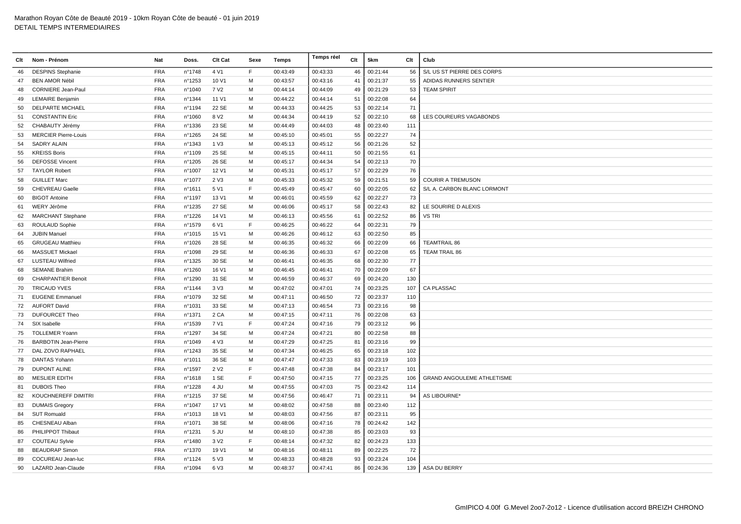Marathon Royan Côte de Beauté 2019 - 10km Royan Côte de beauté - 01 juin 2019
DETAIL TEMPS INTERMEDIAIRES

| Clt | Nom - Prénom | Nat | Doss. | Clt Cat | Sexe | Temps | Temps réel | Clt | 5km | Clt | Club |
|---|---|---|---|---|---|---|---|---|---|---|---|
| 46 | DESPINS Stephanie | FRA | n°1748 | 4 V1 | F | 00:43:49 | 00:43:33 | 46 | 00:21:44 | 56 | S/L US ST PIERRE DES CORPS |
| 47 | BEN AMOR Nébil | FRA | n°1253 | 10 V1 | M | 00:43:57 | 00:43:16 | 41 | 00:21:37 | 55 | ADIDAS RUNNERS SENTIER |
| 48 | CORNIERE Jean-Paul | FRA | n°1040 | 7 V2 | M | 00:44:14 | 00:44:09 | 49 | 00:21:29 | 53 | TEAM SPIRIT |
| 49 | LEMAIRE Benjamin | FRA | n°1344 | 11 V1 | M | 00:44:22 | 00:44:14 | 51 | 00:22:08 | 64 | |
| 50 | DELPARTE MICHAEL | FRA | n°1194 | 22 SE | M | 00:44:33 | 00:44:25 | 53 | 00:22:14 | 71 | |
| 51 | CONSTANTIN Eric | FRA | n°1060 | 8 V2 | M | 00:44:34 | 00:44:19 | 52 | 00:22:10 | 68 | LES COUREURS VAGABONDS |
| 52 | CHABAUTY Jérémy | FRA | n°1336 | 23 SE | M | 00:44:49 | 00:44:03 | 48 | 00:23:40 | 111 | |
| 53 | MERCIER Pierre-Louis | FRA | n°1265 | 24 SE | M | 00:45:10 | 00:45:01 | 55 | 00:22:27 | 74 | |
| 54 | SADRY ALAIN | FRA | n°1343 | 1 V3 | M | 00:45:13 | 00:45:12 | 56 | 00:21:26 | 52 | |
| 55 | KREISS Boris | FRA | n°1109 | 25 SE | M | 00:45:15 | 00:44:11 | 50 | 00:21:55 | 61 | |
| 56 | DEFOSSE Vincent | FRA | n°1205 | 26 SE | M | 00:45:17 | 00:44:34 | 54 | 00:22:13 | 70 | |
| 57 | TAYLOR Robert | FRA | n°1007 | 12 V1 | M | 00:45:31 | 00:45:17 | 57 | 00:22:29 | 76 | |
| 58 | GUILLET Marc | FRA | n°1077 | 2 V3 | M | 00:45:33 | 00:45:32 | 59 | 00:21:51 | 59 | COURIR A TREMUSON |
| 59 | CHEVREAU Gaelle | FRA | n°1611 | 5 V1 | F | 00:45:49 | 00:45:47 | 60 | 00:22:05 | 62 | S/L A. CARBON BLANC LORMONT |
| 60 | BIGOT Antoine | FRA | n°1197 | 13 V1 | M | 00:46:01 | 00:45:59 | 62 | 00:22:27 | 73 | |
| 61 | WERY Jérôme | FRA | n°1235 | 27 SE | M | 00:46:06 | 00:45:17 | 58 | 00:22:43 | 82 | LE SOURIRE D ALEXIS |
| 62 | MARCHANT Stephane | FRA | n°1226 | 14 V1 | M | 00:46:13 | 00:45:56 | 61 | 00:22:52 | 86 | VS TRI |
| 63 | ROULAUD Sophie | FRA | n°1579 | 6 V1 | F | 00:46:25 | 00:46:22 | 64 | 00:22:31 | 79 | |
| 64 | JUBIN Manuel | FRA | n°1015 | 15 V1 | M | 00:46:26 | 00:46:12 | 63 | 00:22:50 | 85 | |
| 65 | GRUGEAU Matthieu | FRA | n°1026 | 28 SE | M | 00:46:35 | 00:46:32 | 66 | 00:22:09 | 66 | TEAMTRAIL 86 |
| 66 | MASSUET Mickael | FRA | n°1098 | 29 SE | M | 00:46:36 | 00:46:33 | 67 | 00:22:08 | 65 | TEAM TRAIL 86 |
| 67 | LUSTEAU Wilfried | FRA | n°1325 | 30 SE | M | 00:46:41 | 00:46:35 | 68 | 00:22:30 | 77 | |
| 68 | SEMANE Brahim | FRA | n°1260 | 16 V1 | M | 00:46:45 | 00:46:41 | 70 | 00:22:09 | 67 | |
| 69 | CHARPANTIER Benoit | FRA | n°1290 | 31 SE | M | 00:46:59 | 00:46:37 | 69 | 00:24:20 | 130 | |
| 70 | TRICAUD YVES | FRA | n°1144 | 3 V3 | M | 00:47:02 | 00:47:01 | 74 | 00:23:25 | 107 | CA PLASSAC |
| 71 | EUGENE Emmanuel | FRA | n°1079 | 32 SE | M | 00:47:11 | 00:46:50 | 72 | 00:23:37 | 110 | |
| 72 | AUFORT David | FRA | n°1031 | 33 SE | M | 00:47:13 | 00:46:54 | 73 | 00:23:16 | 98 | |
| 73 | DUFOURCET Theo | FRA | n°1371 | 2 CA | M | 00:47:15 | 00:47:11 | 76 | 00:22:08 | 63 | |
| 74 | SIX Isabelle | FRA | n°1539 | 7 V1 | F | 00:47:24 | 00:47:16 | 79 | 00:23:12 | 96 | |
| 75 | TOLLEMER Yoann | FRA | n°1297 | 34 SE | M | 00:47:24 | 00:47:21 | 80 | 00:22:58 | 88 | |
| 76 | BARBOTIN Jean-Pierre | FRA | n°1049 | 4 V3 | M | 00:47:29 | 00:47:25 | 81 | 00:23:16 | 99 | |
| 77 | DAL ZOVO RAPHAEL | FRA | n°1243 | 35 SE | M | 00:47:34 | 00:46:25 | 65 | 00:23:18 | 102 | |
| 78 | DANTAS Yohann | FRA | n°1011 | 36 SE | M | 00:47:47 | 00:47:33 | 83 | 00:23:19 | 103 | |
| 79 | DUPONT ALINE | FRA | n°1597 | 2 V2 | F | 00:47:48 | 00:47:38 | 84 | 00:23:17 | 101 | |
| 80 | MESLIER EDITH | FRA | n°1618 | 1 SE | F | 00:47:50 | 00:47:15 | 77 | 00:23:25 | 106 | GRAND ANGOULEME ATHLETISME |
| 81 | DUBOIS Theo | FRA | n°1228 | 4 JU | M | 00:47:55 | 00:47:03 | 75 | 00:23:42 | 114 | |
| 82 | KOUCHNEREFF DIMITRI | FRA | n°1215 | 37 SE | M | 00:47:56 | 00:46:47 | 71 | 00:23:11 | 94 | AS LIBOURNE* |
| 83 | DUMAIS Gregory | FRA | n°1047 | 17 V1 | M | 00:48:02 | 00:47:58 | 88 | 00:23:40 | 112 | |
| 84 | SUT Romuald | FRA | n°1013 | 18 V1 | M | 00:48:03 | 00:47:56 | 87 | 00:23:11 | 95 | |
| 85 | CHESNEAU Alban | FRA | n°1071 | 38 SE | M | 00:48:06 | 00:47:16 | 78 | 00:24:42 | 142 | |
| 86 | PHILIPPOT Thibaut | FRA | n°1231 | 5 JU | M | 00:48:10 | 00:47:38 | 85 | 00:23:03 | 93 | |
| 87 | COUTEAU Sylvie | FRA | n°1480 | 3 V2 | F | 00:48:14 | 00:47:32 | 82 | 00:24:23 | 133 | |
| 88 | BEAUDRAP Simon | FRA | n°1370 | 19 V1 | M | 00:48:16 | 00:48:11 | 89 | 00:22:25 | 72 | |
| 89 | COCUREAU Jean-luc | FRA | n°1124 | 5 V3 | M | 00:48:33 | 00:48:28 | 93 | 00:23:24 | 104 | |
| 90 | LAZARD Jean-Claude | FRA | n°1094 | 6 V3 | M | 00:48:37 | 00:47:41 | 86 | 00:24:36 | 139 | ASA DU BERRY |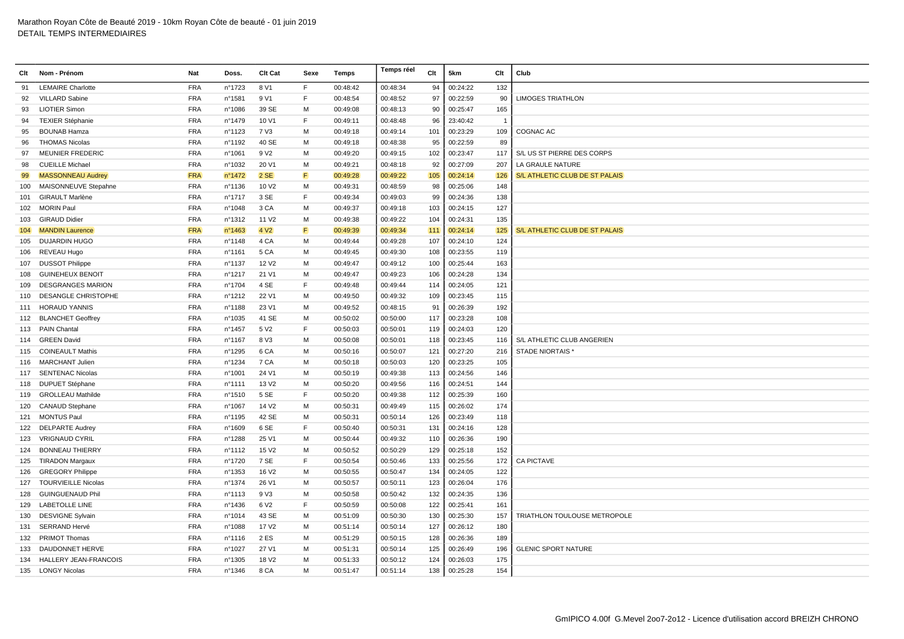Marathon Royan Côte de Beauté 2019 - 10km Royan Côte de beauté - 01 juin 2019
DETAIL TEMPS INTERMEDIAIRES

| Clt | Nom - Prénom | Nat | Doss. | Clt Cat | Sexe | Temps | Temps réel | Clt | 5km | Clt | Club |
|---|---|---|---|---|---|---|---|---|---|---|---|
| 91 | LEMAIRE Charlotte | FRA | n°1723 | 8 V1 | F | 00:48:42 | 00:48:34 | 94 | 00:24:22 | 132 | |
| 92 | VILLARD Sabine | FRA | n°1581 | 9 V1 | F | 00:48:54 | 00:48:52 | 97 | 00:22:59 | 90 | LIMOGES TRIATHLON |
| 93 | LIOTIER Simon | FRA | n°1086 | 39 SE | M | 00:49:08 | 00:48:13 | 90 | 00:25:47 | 165 | |
| 94 | TEXIER Stéphanie | FRA | n°1479 | 10 V1 | F | 00:49:11 | 00:48:48 | 96 | 23:40:42 | 1 | |
| 95 | BOUNAB Hamza | FRA | n°1123 | 7 V3 | M | 00:49:18 | 00:49:14 | 101 | 00:23:29 | 109 | COGNAC AC |
| 96 | THOMAS Nicolas | FRA | n°1192 | 40 SE | M | 00:49:18 | 00:48:38 | 95 | 00:22:59 | 89 | |
| 97 | MEUNIER FREDERIC | FRA | n°1061 | 9 V2 | M | 00:49:20 | 00:49:15 | 102 | 00:23:47 | 117 | S/L US ST PIERRE DES CORPS |
| 98 | CUEILLE Michael | FRA | n°1032 | 20 V1 | M | 00:49:21 | 00:48:18 | 92 | 00:27:09 | 207 | LA GRAULE NATURE |
| 99 | MASSONNEAU Audrey | FRA | n°1472 | 2 SE | F | 00:49:28 | 00:49:22 | 105 | 00:24:14 | 126 | S/L ATHLETIC CLUB DE ST PALAIS |
| 100 | MAISONNEUVE Stepahne | FRA | n°1136 | 10 V2 | M | 00:49:31 | 00:48:59 | 98 | 00:25:06 | 148 | |
| 101 | GIRAULT Marlène | FRA | n°1717 | 3 SE | F | 00:49:34 | 00:49:03 | 99 | 00:24:36 | 138 | |
| 102 | MORIN Paul | FRA | n°1048 | 3 CA | M | 00:49:37 | 00:49:18 | 103 | 00:24:15 | 127 | |
| 103 | GIRAUD Didier | FRA | n°1312 | 11 V2 | M | 00:49:38 | 00:49:22 | 104 | 00:24:31 | 135 | |
| 104 | MANDIN Laurence | FRA | n°1463 | 4 V2 | F | 00:49:39 | 00:49:34 | 111 | 00:24:14 | 125 | S/L ATHLETIC CLUB DE ST PALAIS |
| 105 | DUJARDIN HUGO | FRA | n°1148 | 4 CA | M | 00:49:44 | 00:49:28 | 107 | 00:24:10 | 124 | |
| 106 | REVEAU Hugo | FRA | n°1161 | 5 CA | M | 00:49:45 | 00:49:30 | 108 | 00:23:55 | 119 | |
| 107 | DUSSOT Philippe | FRA | n°1137 | 12 V2 | M | 00:49:47 | 00:49:12 | 100 | 00:25:44 | 163 | |
| 108 | GUINEHEUX BENOIT | FRA | n°1217 | 21 V1 | M | 00:49:47 | 00:49:23 | 106 | 00:24:28 | 134 | |
| 109 | DESGRANGES MARION | FRA | n°1704 | 4 SE | F | 00:49:48 | 00:49:44 | 114 | 00:24:05 | 121 | |
| 110 | DESANGLE CHRISTOPHE | FRA | n°1212 | 22 V1 | M | 00:49:50 | 00:49:32 | 109 | 00:23:45 | 115 | |
| 111 | HORAUD YANNIS | FRA | n°1188 | 23 V1 | M | 00:49:52 | 00:48:15 | 91 | 00:26:39 | 192 | |
| 112 | BLANCHET Geoffrey | FRA | n°1035 | 41 SE | M | 00:50:02 | 00:50:00 | 117 | 00:23:28 | 108 | |
| 113 | PAIN Chantal | FRA | n°1457 | 5 V2 | F | 00:50:03 | 00:50:01 | 119 | 00:24:03 | 120 | |
| 114 | GREEN David | FRA | n°1167 | 8 V3 | M | 00:50:08 | 00:50:01 | 118 | 00:23:45 | 116 | S/L ATHLETIC CLUB ANGERIEN |
| 115 | COINEAULT Mathis | FRA | n°1295 | 6 CA | M | 00:50:16 | 00:50:07 | 121 | 00:27:20 | 216 | STADE NIORTAIS * |
| 116 | MARCHANT Julien | FRA | n°1234 | 7 CA | M | 00:50:18 | 00:50:03 | 120 | 00:23:25 | 105 | |
| 117 | SENTENAC Nicolas | FRA | n°1001 | 24 V1 | M | 00:50:19 | 00:49:38 | 113 | 00:24:56 | 146 | |
| 118 | DUPUET Stéphane | FRA | n°1111 | 13 V2 | M | 00:50:20 | 00:49:56 | 116 | 00:24:51 | 144 | |
| 119 | GROLLEAU Mathilde | FRA | n°1510 | 5 SE | F | 00:50:20 | 00:49:38 | 112 | 00:25:39 | 160 | |
| 120 | CANAUD Stephane | FRA | n°1067 | 14 V2 | M | 00:50:31 | 00:49:49 | 115 | 00:26:02 | 174 | |
| 121 | MONTUS Paul | FRA | n°1195 | 42 SE | M | 00:50:31 | 00:50:14 | 126 | 00:23:49 | 118 | |
| 122 | DELPARTE Audrey | FRA | n°1609 | 6 SE | F | 00:50:40 | 00:50:31 | 131 | 00:24:16 | 128 | |
| 123 | VRIGNAUD CYRIL | FRA | n°1288 | 25 V1 | M | 00:50:44 | 00:49:32 | 110 | 00:26:36 | 190 | |
| 124 | BONNEAU THIERRY | FRA | n°1112 | 15 V2 | M | 00:50:52 | 00:50:29 | 129 | 00:25:18 | 152 | |
| 125 | TIRADON Margaux | FRA | n°1720 | 7 SE | F | 00:50:54 | 00:50:46 | 133 | 00:25:56 | 172 | CA PICTAVE |
| 126 | GREGORY Philippe | FRA | n°1353 | 16 V2 | M | 00:50:55 | 00:50:47 | 134 | 00:24:05 | 122 | |
| 127 | TOURVIEILLE Nicolas | FRA | n°1374 | 26 V1 | M | 00:50:57 | 00:50:11 | 123 | 00:26:04 | 176 | |
| 128 | GUINGUENAUD Phil | FRA | n°1113 | 9 V3 | M | 00:50:58 | 00:50:42 | 132 | 00:24:35 | 136 | |
| 129 | LABETOLLE LINE | FRA | n°1436 | 6 V2 | F | 00:50:59 | 00:50:08 | 122 | 00:25:41 | 161 | |
| 130 | DESVIGNE Sylvain | FRA | n°1014 | 43 SE | M | 00:51:09 | 00:50:30 | 130 | 00:25:30 | 157 | TRIATHLON TOULOUSE METROPOLE |
| 131 | SERRAND Hervé | FRA | n°1088 | 17 V2 | M | 00:51:14 | 00:50:14 | 127 | 00:26:12 | 180 | |
| 132 | PRIMOT Thomas | FRA | n°1116 | 2 ES | M | 00:51:29 | 00:50:15 | 128 | 00:26:36 | 189 | |
| 133 | DAUDONNET HERVE | FRA | n°1027 | 27 V1 | M | 00:51:31 | 00:50:14 | 125 | 00:26:49 | 196 | GLENIC SPORT NATURE |
| 134 | HALLERY JEAN-FRANCOIS | FRA | n°1305 | 18 V2 | M | 00:51:33 | 00:50:12 | 124 | 00:26:03 | 175 | |
| 135 | LONGY Nicolas | FRA | n°1346 | 8 CA | M | 00:51:47 | 00:51:14 | 138 | 00:25:28 | 154 | |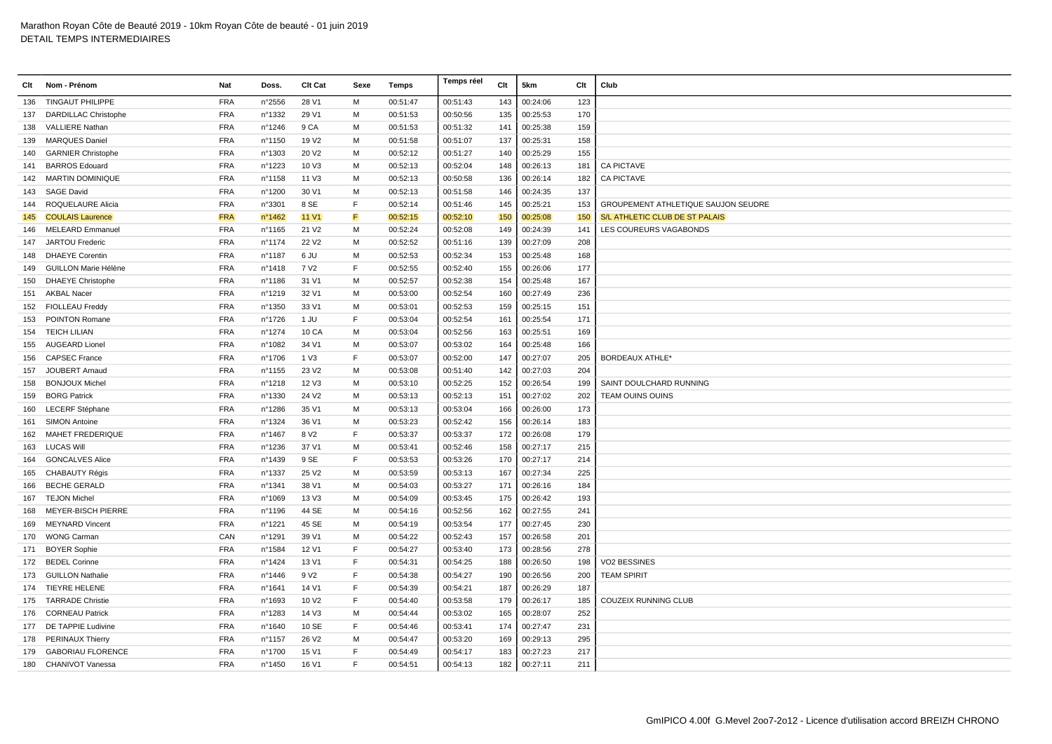Marathon Royan Côte de Beauté 2019 - 10km Royan Côte de beauté - 01 juin 2019
DETAIL TEMPS INTERMEDIAIRES

| Clt | Nom - Prénom | Nat | Doss. | Clt Cat | Sexe | Temps | Temps réel | Clt | 5km | Clt | Club |
|---|---|---|---|---|---|---|---|---|---|---|---|
| 136 | TINGAUT PHILIPPE | FRA | n°2556 | 28 V1 | M | 00:51:47 | 00:51:43 | 143 | 00:24:06 | 123 | |
| 137 | DARDILLAC Christophe | FRA | n°1332 | 29 V1 | M | 00:51:53 | 00:50:56 | 135 | 00:25:53 | 170 | |
| 138 | VALLIERE Nathan | FRA | n°1246 | 9 CA | M | 00:51:53 | 00:51:32 | 141 | 00:25:38 | 159 | |
| 139 | MARQUES Daniel | FRA | n°1150 | 19 V2 | M | 00:51:58 | 00:51:07 | 137 | 00:25:31 | 158 | |
| 140 | GARNIER Christophe | FRA | n°1303 | 20 V2 | M | 00:52:12 | 00:51:27 | 140 | 00:25:29 | 155 | |
| 141 | BARROS Edouard | FRA | n°1223 | 10 V3 | M | 00:52:13 | 00:52:04 | 148 | 00:26:13 | 181 | CA PICTAVE |
| 142 | MARTIN DOMINIQUE | FRA | n°1158 | 11 V3 | M | 00:52:13 | 00:50:58 | 136 | 00:26:14 | 182 | CA PICTAVE |
| 143 | SAGE David | FRA | n°1200 | 30 V1 | M | 00:52:13 | 00:51:58 | 146 | 00:24:35 | 137 | |
| 144 | ROQUELAURE Alicia | FRA | n°3301 | 8 SE | F | 00:52:14 | 00:51:46 | 145 | 00:25:21 | 153 | GROUPEMENT ATHLETIQUE SAUJON SEUDRE |
| 145 | COULAIS Laurence | FRA | n°1462 | 11 V1 | F | 00:52:15 | 00:52:10 | 150 | 00:25:08 | 150 | S/L ATHLETIC CLUB DE ST PALAIS |
| 146 | MELEARD Emmanuel | FRA | n°1165 | 21 V2 | M | 00:52:24 | 00:52:08 | 149 | 00:24:39 | 141 | LES COUREURS VAGABONDS |
| 147 | JARTOU Frederic | FRA | n°1174 | 22 V2 | M | 00:52:52 | 00:51:16 | 139 | 00:27:09 | 208 | |
| 148 | DHAEYE Corentin | FRA | n°1187 | 6 JU | M | 00:52:53 | 00:52:34 | 153 | 00:25:48 | 168 | |
| 149 | GUILLON Marie Hélène | FRA | n°1418 | 7 V2 | F | 00:52:55 | 00:52:40 | 155 | 00:26:06 | 177 | |
| 150 | DHAEYE Christophe | FRA | n°1186 | 31 V1 | M | 00:52:57 | 00:52:38 | 154 | 00:25:48 | 167 | |
| 151 | AKBAL Nacer | FRA | n°1219 | 32 V1 | M | 00:53:00 | 00:52:54 | 160 | 00:27:49 | 236 | |
| 152 | FIOLLEAU Freddy | FRA | n°1350 | 33 V1 | M | 00:53:01 | 00:52:53 | 159 | 00:25:15 | 151 | |
| 153 | POINTON Romane | FRA | n°1726 | 1 JU | F | 00:53:04 | 00:52:54 | 161 | 00:25:54 | 171 | |
| 154 | TEICH LILIAN | FRA | n°1274 | 10 CA | M | 00:53:04 | 00:52:56 | 163 | 00:25:51 | 169 | |
| 155 | AUGEARD Lionel | FRA | n°1082 | 34 V1 | M | 00:53:07 | 00:53:02 | 164 | 00:25:48 | 166 | |
| 156 | CAPSEC France | FRA | n°1706 | 1 V3 | F | 00:53:07 | 00:52:00 | 147 | 00:27:07 | 205 | BORDEAUX ATHLE* |
| 157 | JOUBERT Arnaud | FRA | n°1155 | 23 V2 | M | 00:53:08 | 00:51:40 | 142 | 00:27:03 | 204 | |
| 158 | BONJOUX Michel | FRA | n°1218 | 12 V3 | M | 00:53:10 | 00:52:25 | 152 | 00:26:54 | 199 | SAINT DOULCHARD RUNNING |
| 159 | BORG Patrick | FRA | n°1330 | 24 V2 | M | 00:53:13 | 00:52:13 | 151 | 00:27:02 | 202 | TEAM OUINS OUINS |
| 160 | LECERF Stéphane | FRA | n°1286 | 35 V1 | M | 00:53:13 | 00:53:04 | 166 | 00:26:00 | 173 | |
| 161 | SIMON Antoine | FRA | n°1324 | 36 V1 | M | 00:53:23 | 00:52:42 | 156 | 00:26:14 | 183 | |
| 162 | MAHET FREDERIQUE | FRA | n°1467 | 8 V2 | F | 00:53:37 | 00:53:37 | 172 | 00:26:08 | 179 | |
| 163 | LUCAS Will | FRA | n°1236 | 37 V1 | M | 00:53:41 | 00:52:46 | 158 | 00:27:17 | 215 | |
| 164 | GONCALVES Alice | FRA | n°1439 | 9 SE | F | 00:53:53 | 00:53:26 | 170 | 00:27:17 | 214 | |
| 165 | CHABAUTY Régis | FRA | n°1337 | 25 V2 | M | 00:53:59 | 00:53:13 | 167 | 00:27:34 | 225 | |
| 166 | BECHE GERALD | FRA | n°1341 | 38 V1 | M | 00:54:03 | 00:53:27 | 171 | 00:26:16 | 184 | |
| 167 | TEJON Michel | FRA | n°1069 | 13 V3 | M | 00:54:09 | 00:53:45 | 175 | 00:26:42 | 193 | |
| 168 | MEYER-BISCH PIERRE | FRA | n°1196 | 44 SE | M | 00:54:16 | 00:52:56 | 162 | 00:27:55 | 241 | |
| 169 | MEYNARD Vincent | FRA | n°1221 | 45 SE | M | 00:54:19 | 00:53:54 | 177 | 00:27:45 | 230 | |
| 170 | WONG Carman | CAN | n°1291 | 39 V1 | M | 00:54:22 | 00:52:43 | 157 | 00:26:58 | 201 | |
| 171 | BOYER Sophie | FRA | n°1584 | 12 V1 | F | 00:54:27 | 00:53:40 | 173 | 00:28:56 | 278 | |
| 172 | BEDEL Corinne | FRA | n°1424 | 13 V1 | F | 00:54:31 | 00:54:25 | 188 | 00:26:50 | 198 | VO2 BESSINES |
| 173 | GUILLON Nathalie | FRA | n°1446 | 9 V2 | F | 00:54:38 | 00:54:27 | 190 | 00:26:56 | 200 | TEAM SPIRIT |
| 174 | TIEYRE HELENE | FRA | n°1641 | 14 V1 | F | 00:54:39 | 00:54:21 | 187 | 00:26:29 | 187 | |
| 175 | TARRADE Christie | FRA | n°1693 | 10 V2 | F | 00:54:40 | 00:53:58 | 179 | 00:26:17 | 185 | COUZEIX RUNNING CLUB |
| 176 | CORNEAU Patrick | FRA | n°1283 | 14 V3 | M | 00:54:44 | 00:53:02 | 165 | 00:28:07 | 252 | |
| 177 | DE TAPPIE Ludivine | FRA | n°1640 | 10 SE | F | 00:54:46 | 00:53:41 | 174 | 00:27:47 | 231 | |
| 178 | PERINAUX Thierry | FRA | n°1157 | 26 V2 | M | 00:54:47 | 00:53:20 | 169 | 00:29:13 | 295 | |
| 179 | GABORIAU FLORENCE | FRA | n°1700 | 15 V1 | F | 00:54:49 | 00:54:17 | 183 | 00:27:23 | 217 | |
| 180 | CHANIVOT Vanessa | FRA | n°1450 | 16 V1 | F | 00:54:51 | 00:54:13 | 182 | 00:27:11 | 211 | |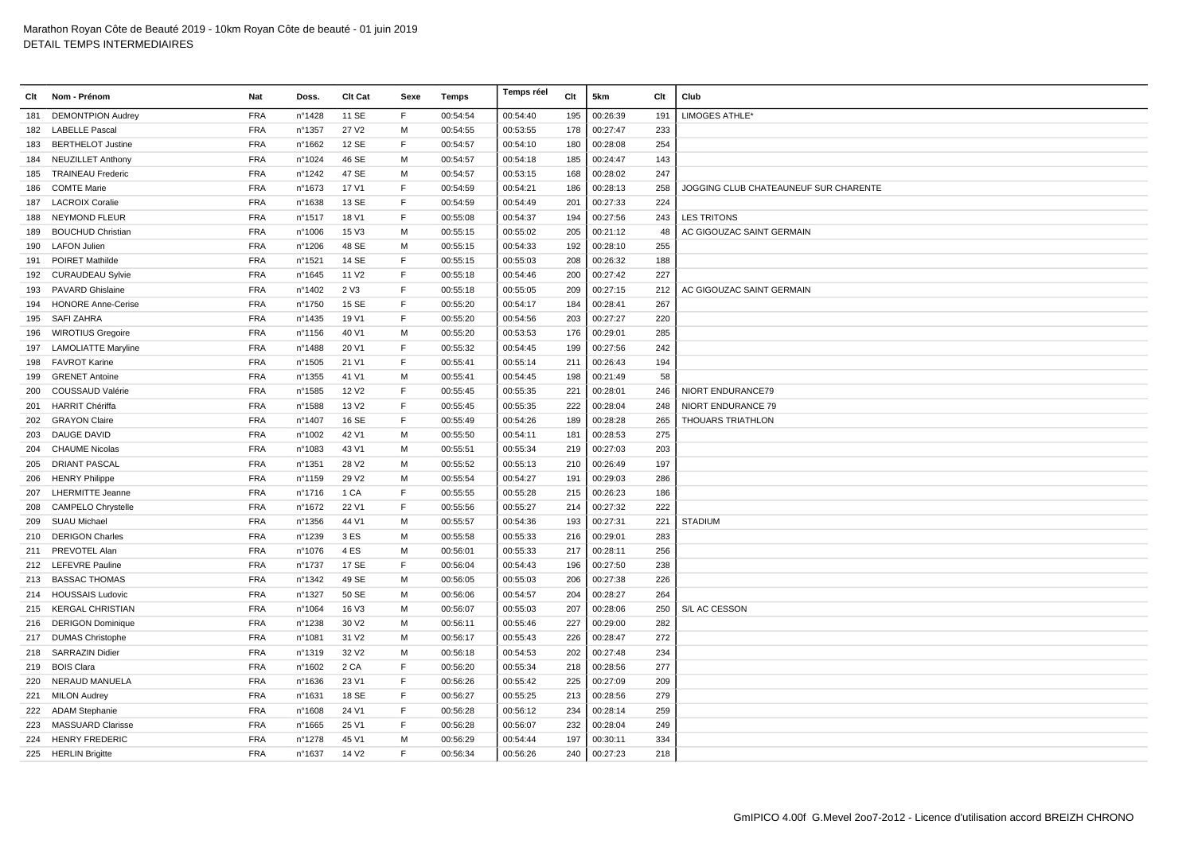Marathon Royan Côte de Beauté 2019 - 10km Royan Côte de beauté - 01 juin 2019
DETAIL TEMPS INTERMEDIAIRES

| Clt | Nom - Prénom | Nat | Doss. | Clt Cat | Sexe | Temps | Temps réel | Clt | 5km | Clt | Club |
|---|---|---|---|---|---|---|---|---|---|---|---|
| 181 | DEMONTPION Audrey | FRA | n°1428 | 11 SE | F | 00:54:54 | 00:54:40 | 195 | 00:26:39 | 191 | LIMOGES ATHLE* |
| 182 | LABELLE Pascal | FRA | n°1357 | 27 V2 | M | 00:54:55 | 00:53:55 | 178 | 00:27:47 | 233 | |
| 183 | BERTHELOT Justine | FRA | n°1662 | 12 SE | F | 00:54:57 | 00:54:10 | 180 | 00:28:08 | 254 | |
| 184 | NEUZILLET Anthony | FRA | n°1024 | 46 SE | M | 00:54:57 | 00:54:18 | 185 | 00:24:47 | 143 | |
| 185 | TRAINEAU Frederic | FRA | n°1242 | 47 SE | M | 00:54:57 | 00:53:15 | 168 | 00:28:02 | 247 | |
| 186 | COMTE Marie | FRA | n°1673 | 17 V1 | F | 00:54:59 | 00:54:21 | 186 | 00:28:13 | 258 | JOGGING CLUB CHATEAUNEUF SUR CHARENTE |
| 187 | LACROIX Coralie | FRA | n°1638 | 13 SE | F | 00:54:59 | 00:54:49 | 201 | 00:27:33 | 224 | |
| 188 | NEYMOND FLEUR | FRA | n°1517 | 18 V1 | F | 00:55:08 | 00:54:37 | 194 | 00:27:56 | 243 | LES TRITONS |
| 189 | BOUCHUD Christian | FRA | n°1006 | 15 V3 | M | 00:55:15 | 00:55:02 | 205 | 00:21:12 | 48 | AC GIGOUZAC SAINT GERMAIN |
| 190 | LAFON Julien | FRA | n°1206 | 48 SE | M | 00:55:15 | 00:54:33 | 192 | 00:28:10 | 255 | |
| 191 | POIRET Mathilde | FRA | n°1521 | 14 SE | F | 00:55:15 | 00:55:03 | 208 | 00:26:32 | 188 | |
| 192 | CURAUDEAU Sylvie | FRA | n°1645 | 11 V2 | F | 00:55:18 | 00:54:46 | 200 | 00:27:42 | 227 | |
| 193 | PAVARD Ghislaine | FRA | n°1402 | 2 V3 | F | 00:55:18 | 00:55:05 | 209 | 00:27:15 | 212 | AC GIGOUZAC SAINT GERMAIN |
| 194 | HONORE Anne-Cerise | FRA | n°1750 | 15 SE | F | 00:55:20 | 00:54:17 | 184 | 00:28:41 | 267 | |
| 195 | SAFI ZAHRA | FRA | n°1435 | 19 V1 | F | 00:55:20 | 00:54:56 | 203 | 00:27:27 | 220 | |
| 196 | WIROTIUS Gregoire | FRA | n°1156 | 40 V1 | M | 00:55:20 | 00:53:53 | 176 | 00:29:01 | 285 | |
| 197 | LAMOLIATTE Maryline | FRA | n°1488 | 20 V1 | F | 00:55:32 | 00:54:45 | 199 | 00:27:56 | 242 | |
| 198 | FAVROT Karine | FRA | n°1505 | 21 V1 | F | 00:55:41 | 00:55:14 | 211 | 00:26:43 | 194 | |
| 199 | GRENET Antoine | FRA | n°1355 | 41 V1 | M | 00:55:41 | 00:54:45 | 198 | 00:21:49 | 58 | |
| 200 | COUSSAUD Valérie | FRA | n°1585 | 12 V2 | F | 00:55:45 | 00:55:35 | 221 | 00:28:01 | 246 | NIORT ENDURANCE79 |
| 201 | HARRIT Chériffa | FRA | n°1588 | 13 V2 | F | 00:55:45 | 00:55:35 | 222 | 00:28:04 | 248 | NIORT ENDURANCE 79 |
| 202 | GRAYON Claire | FRA | n°1407 | 16 SE | F | 00:55:49 | 00:54:26 | 189 | 00:28:28 | 265 | THOUARS TRIATHLON |
| 203 | DAUGE DAVID | FRA | n°1002 | 42 V1 | M | 00:55:50 | 00:54:11 | 181 | 00:28:53 | 275 | |
| 204 | CHAUME Nicolas | FRA | n°1083 | 43 V1 | M | 00:55:51 | 00:55:34 | 219 | 00:27:03 | 203 | |
| 205 | DRIANT PASCAL | FRA | n°1351 | 28 V2 | M | 00:55:52 | 00:55:13 | 210 | 00:26:49 | 197 | |
| 206 | HENRY Philippe | FRA | n°1159 | 29 V2 | M | 00:55:54 | 00:54:27 | 191 | 00:29:03 | 286 | |
| 207 | LHERMITTE Jeanne | FRA | n°1716 | 1 CA | F | 00:55:55 | 00:55:28 | 215 | 00:26:23 | 186 | |
| 208 | CAMPELO Chrystelle | FRA | n°1672 | 22 V1 | F | 00:55:56 | 00:55:27 | 214 | 00:27:32 | 222 | |
| 209 | SUAU Michael | FRA | n°1356 | 44 V1 | M | 00:55:57 | 00:54:36 | 193 | 00:27:31 | 221 | STADIUM |
| 210 | DERIGON Charles | FRA | n°1239 | 3 ES | M | 00:55:58 | 00:55:33 | 216 | 00:29:01 | 283 | |
| 211 | PREVOTEL Alan | FRA | n°1076 | 4 ES | M | 00:56:01 | 00:55:33 | 217 | 00:28:11 | 256 | |
| 212 | LEFEVRE Pauline | FRA | n°1737 | 17 SE | F | 00:56:04 | 00:54:43 | 196 | 00:27:50 | 238 | |
| 213 | BASSAC THOMAS | FRA | n°1342 | 49 SE | M | 00:56:05 | 00:55:03 | 206 | 00:27:38 | 226 | |
| 214 | HOUSSAIS Ludovic | FRA | n°1327 | 50 SE | M | 00:56:06 | 00:54:57 | 204 | 00:28:27 | 264 | |
| 215 | KERGAL CHRISTIAN | FRA | n°1064 | 16 V3 | M | 00:56:07 | 00:55:03 | 207 | 00:28:06 | 250 | S/L AC CESSON |
| 216 | DERIGON Dominique | FRA | n°1238 | 30 V2 | M | 00:56:11 | 00:55:46 | 227 | 00:29:00 | 282 | |
| 217 | DUMAS Christophe | FRA | n°1081 | 31 V2 | M | 00:56:17 | 00:55:43 | 226 | 00:28:47 | 272 | |
| 218 | SARRAZIN Didier | FRA | n°1319 | 32 V2 | M | 00:56:18 | 00:54:53 | 202 | 00:27:48 | 234 | |
| 219 | BOIS Clara | FRA | n°1602 | 2 CA | F | 00:56:20 | 00:55:34 | 218 | 00:28:56 | 277 | |
| 220 | NERAUD MANUELA | FRA | n°1636 | 23 V1 | F | 00:56:26 | 00:55:42 | 225 | 00:27:09 | 209 | |
| 221 | MILON Audrey | FRA | n°1631 | 18 SE | F | 00:56:27 | 00:55:25 | 213 | 00:28:56 | 279 | |
| 222 | ADAM Stephanie | FRA | n°1608 | 24 V1 | F | 00:56:28 | 00:56:12 | 234 | 00:28:14 | 259 | |
| 223 | MASSUARD Clarisse | FRA | n°1665 | 25 V1 | F | 00:56:28 | 00:56:07 | 232 | 00:28:04 | 249 | |
| 224 | HENRY FREDERIC | FRA | n°1278 | 45 V1 | M | 00:56:29 | 00:54:44 | 197 | 00:30:11 | 334 | |
| 225 | HERLIN Brigitte | FRA | n°1637 | 14 V2 | F | 00:56:34 | 00:56:26 | 240 | 00:27:23 | 218 | |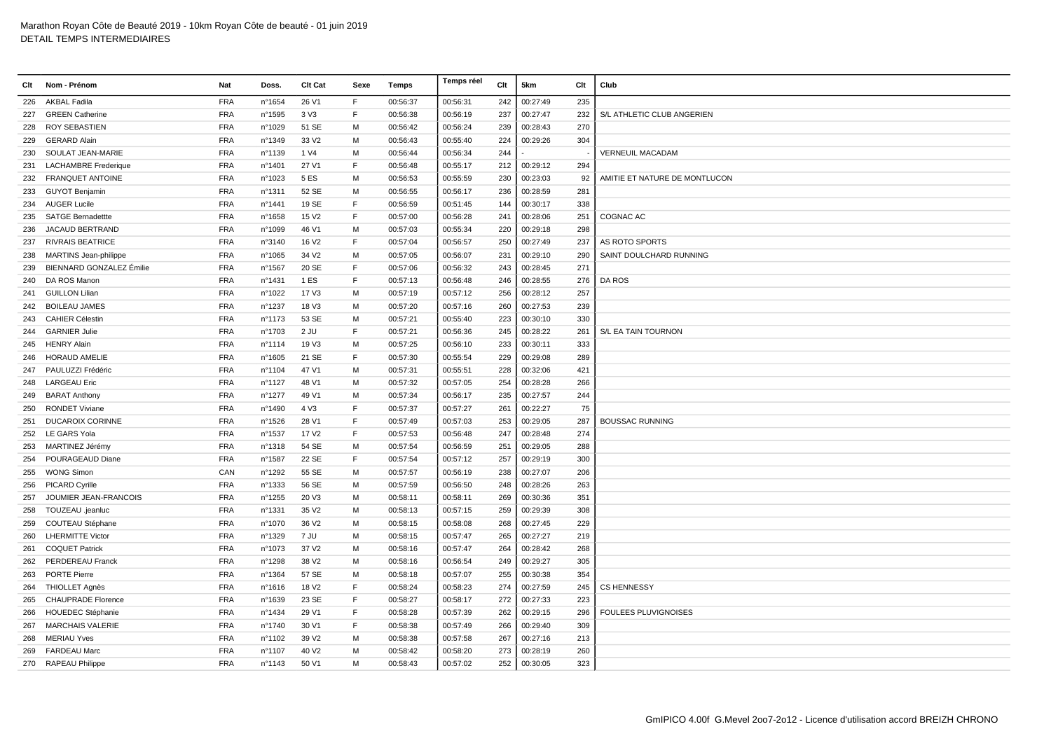Marathon Royan Côte de Beauté 2019 - 10km Royan Côte de beauté - 01 juin 2019
DETAIL TEMPS INTERMEDIAIRES

| Clt | Nom - Prénom | Nat | Doss. | Clt Cat | Sexe | Temps | Temps réel | Clt | 5km | Clt | Club |
|---|---|---|---|---|---|---|---|---|---|---|---|
| 226 | AKBAL Fadila | FRA | n°1654 | 26 V1 | F | 00:56:37 | 00:56:31 | 242 | 00:27:49 | 235 | |
| 227 | GREEN Catherine | FRA | n°1595 | 3 V3 | F | 00:56:38 | 00:56:19 | 237 | 00:27:47 | 232 | S/L ATHLETIC CLUB ANGERIEN |
| 228 | ROY SEBASTIEN | FRA | n°1029 | 51 SE | M | 00:56:42 | 00:56:24 | 239 | 00:28:43 | 270 | |
| 229 | GERARD Alain | FRA | n°1349 | 33 V2 | M | 00:56:43 | 00:55:40 | 224 | 00:29:26 | 304 | |
| 230 | SOULAT JEAN-MARIE | FRA | n°1139 | 1 V4 | M | 00:56:44 | 00:56:34 | 244 | - | - | VERNEUIL MACADAM |
| 231 | LACHAMBRE Frederique | FRA | n°1401 | 27 V1 | F | 00:56:48 | 00:55:17 | 212 | 00:29:12 | 294 | |
| 232 | FRANQUET ANTOINE | FRA | n°1023 | 5 ES | M | 00:56:53 | 00:55:59 | 230 | 00:23:03 | 92 | AMITIE ET NATURE DE MONTLUCON |
| 233 | GUYOT Benjamin | FRA | n°1311 | 52 SE | M | 00:56:55 | 00:56:17 | 236 | 00:28:59 | 281 | |
| 234 | AUGER Lucile | FRA | n°1441 | 19 SE | F | 00:56:59 | 00:51:45 | 144 | 00:30:17 | 338 | |
| 235 | SATGE Bernadettte | FRA | n°1658 | 15 V2 | F | 00:57:00 | 00:56:28 | 241 | 00:28:06 | 251 | COGNAC AC |
| 236 | JACAUD BERTRAND | FRA | n°1099 | 46 V1 | M | 00:57:03 | 00:55:34 | 220 | 00:29:18 | 298 | |
| 237 | RIVRAIS BEATRICE | FRA | n°3140 | 16 V2 | F | 00:57:04 | 00:56:57 | 250 | 00:27:49 | 237 | AS ROTO SPORTS |
| 238 | MARTINS Jean-philippe | FRA | n°1065 | 34 V2 | M | 00:57:05 | 00:56:07 | 231 | 00:29:10 | 290 | SAINT DOULCHARD RUNNING |
| 239 | BIENNARD GONZALEZ Émilie | FRA | n°1567 | 20 SE | F | 00:57:06 | 00:56:32 | 243 | 00:28:45 | 271 | |
| 240 | DA ROS Manon | FRA | n°1431 | 1 ES | F | 00:57:13 | 00:56:48 | 246 | 00:28:55 | 276 | DA ROS |
| 241 | GUILLON Lilian | FRA | n°1022 | 17 V3 | M | 00:57:19 | 00:57:12 | 256 | 00:28:12 | 257 | |
| 242 | BOILEAU JAMES | FRA | n°1237 | 18 V3 | M | 00:57:20 | 00:57:16 | 260 | 00:27:53 | 239 | |
| 243 | CAHIER Célestin | FRA | n°1173 | 53 SE | M | 00:57:21 | 00:55:40 | 223 | 00:30:10 | 330 | |
| 244 | GARNIER Julie | FRA | n°1703 | 2 JU | F | 00:57:21 | 00:56:36 | 245 | 00:28:22 | 261 | S/L EA TAIN TOURNON |
| 245 | HENRY Alain | FRA | n°1114 | 19 V3 | M | 00:57:25 | 00:56:10 | 233 | 00:30:11 | 333 | |
| 246 | HORAUD AMELIE | FRA | n°1605 | 21 SE | F | 00:57:30 | 00:55:54 | 229 | 00:29:08 | 289 | |
| 247 | PAULUZZI Frédéric | FRA | n°1104 | 47 V1 | M | 00:57:31 | 00:55:51 | 228 | 00:32:06 | 421 | |
| 248 | LARGEAU Eric | FRA | n°1127 | 48 V1 | M | 00:57:32 | 00:57:05 | 254 | 00:28:28 | 266 | |
| 249 | BARAT Anthony | FRA | n°1277 | 49 V1 | M | 00:57:34 | 00:56:17 | 235 | 00:27:57 | 244 | |
| 250 | RONDET Viviane | FRA | n°1490 | 4 V3 | F | 00:57:37 | 00:57:27 | 261 | 00:22:27 | 75 | |
| 251 | DUCAROIX CORINNE | FRA | n°1526 | 28 V1 | F | 00:57:49 | 00:57:03 | 253 | 00:29:05 | 287 | BOUSSAC RUNNING |
| 252 | LE GARS Yola | FRA | n°1537 | 17 V2 | F | 00:57:53 | 00:56:48 | 247 | 00:28:48 | 274 | |
| 253 | MARTINEZ Jérémy | FRA | n°1318 | 54 SE | M | 00:57:54 | 00:56:59 | 251 | 00:29:05 | 288 | |
| 254 | POURAGEAUD Diane | FRA | n°1587 | 22 SE | F | 00:57:54 | 00:57:12 | 257 | 00:29:19 | 300 | |
| 255 | WONG Simon | CAN | n°1292 | 55 SE | M | 00:57:57 | 00:56:19 | 238 | 00:27:07 | 206 | |
| 256 | PICARD Cyrille | FRA | n°1333 | 56 SE | M | 00:57:59 | 00:56:50 | 248 | 00:28:26 | 263 | |
| 257 | JOUMIER JEAN-FRANCOIS | FRA | n°1255 | 20 V3 | M | 00:58:11 | 00:58:11 | 269 | 00:30:36 | 351 | |
| 258 | TOUZEAU .jeanluc | FRA | n°1331 | 35 V2 | M | 00:58:13 | 00:57:15 | 259 | 00:29:39 | 308 | |
| 259 | COUTEAU Stéphane | FRA | n°1070 | 36 V2 | M | 00:58:15 | 00:58:08 | 268 | 00:27:45 | 229 | |
| 260 | LHERMITTE Victor | FRA | n°1329 | 7 JU | M | 00:58:15 | 00:57:47 | 265 | 00:27:27 | 219 | |
| 261 | COQUET Patrick | FRA | n°1073 | 37 V2 | M | 00:58:16 | 00:57:47 | 264 | 00:28:42 | 268 | |
| 262 | PERDEREAU Franck | FRA | n°1298 | 38 V2 | M | 00:58:16 | 00:56:54 | 249 | 00:29:27 | 305 | |
| 263 | PORTE Pierre | FRA | n°1364 | 57 SE | M | 00:58:18 | 00:57:07 | 255 | 00:30:38 | 354 | |
| 264 | THIOLLET Agnès | FRA | n°1616 | 18 V2 | F | 00:58:24 | 00:58:23 | 274 | 00:27:59 | 245 | CS HENNESSY |
| 265 | CHAUPRADE Florence | FRA | n°1639 | 23 SE | F | 00:58:27 | 00:58:17 | 272 | 00:27:33 | 223 | |
| 266 | HOUEDEC Stéphanie | FRA | n°1434 | 29 V1 | F | 00:58:28 | 00:57:39 | 262 | 00:29:15 | 296 | FOULEES PLUVIGNOISES |
| 267 | MARCHAIS VALERIE | FRA | n°1740 | 30 V1 | F | 00:58:38 | 00:57:49 | 266 | 00:29:40 | 309 | |
| 268 | MERIAU Yves | FRA | n°1102 | 39 V2 | M | 00:58:38 | 00:57:58 | 267 | 00:27:16 | 213 | |
| 269 | FARDEAU Marc | FRA | n°1107 | 40 V2 | M | 00:58:42 | 00:58:20 | 273 | 00:28:19 | 260 | |
| 270 | RAPEAU Philippe | FRA | n°1143 | 50 V1 | M | 00:58:43 | 00:57:02 | 252 | 00:30:05 | 323 | |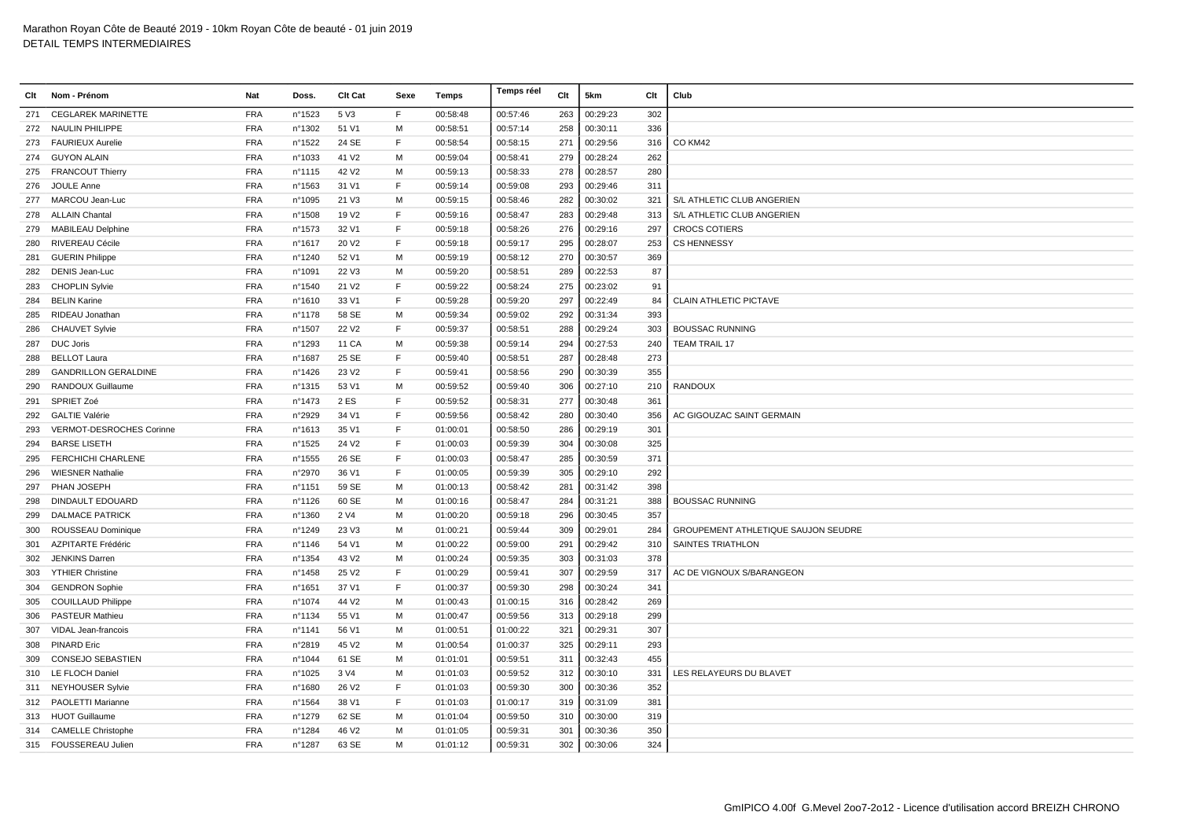Marathon Royan Côte de Beauté 2019 - 10km Royan Côte de beauté - 01 juin 2019
DETAIL TEMPS INTERMEDIAIRES

| Clt | Nom - Prénom | Nat | Doss. | Clt Cat | Sexe | Temps | Temps réel | Clt | 5km | Clt | Club |
|---|---|---|---|---|---|---|---|---|---|---|---|
| 271 | CEGLAREK MARINETTE | FRA | n°1523 | 5 V3 | F | 00:58:48 | 00:57:46 | 263 | 00:29:23 | 302 | |
| 272 | NAULIN PHILIPPE | FRA | n°1302 | 51 V1 | M | 00:58:51 | 00:57:14 | 258 | 00:30:11 | 336 | |
| 273 | FAURIEUX Aurelie | FRA | n°1522 | 24 SE | F | 00:58:54 | 00:58:15 | 271 | 00:29:56 | 316 | CO KM42 |
| 274 | GUYON ALAIN | FRA | n°1033 | 41 V2 | M | 00:59:04 | 00:58:41 | 279 | 00:28:24 | 262 | |
| 275 | FRANCOUT Thierry | FRA | n°1115 | 42 V2 | M | 00:59:13 | 00:58:33 | 278 | 00:28:57 | 280 | |
| 276 | JOULE Anne | FRA | n°1563 | 31 V1 | F | 00:59:14 | 00:59:08 | 293 | 00:29:46 | 311 | |
| 277 | MARCOU Jean-Luc | FRA | n°1095 | 21 V3 | M | 00:59:15 | 00:58:46 | 282 | 00:30:02 | 321 | S/L ATHLETIC CLUB ANGERIEN |
| 278 | ALLAIN Chantal | FRA | n°1508 | 19 V2 | F | 00:59:16 | 00:58:47 | 283 | 00:29:48 | 313 | S/L ATHLETIC CLUB ANGERIEN |
| 279 | MABILEAU Delphine | FRA | n°1573 | 32 V1 | F | 00:59:18 | 00:58:26 | 276 | 00:29:16 | 297 | CROCS COTIERS |
| 280 | RIVEREAU Cécile | FRA | n°1617 | 20 V2 | F | 00:59:18 | 00:59:17 | 295 | 00:28:07 | 253 | CS HENNESSY |
| 281 | GUERIN Philippe | FRA | n°1240 | 52 V1 | M | 00:59:19 | 00:58:12 | 270 | 00:30:57 | 369 | |
| 282 | DENIS Jean-Luc | FRA | n°1091 | 22 V3 | M | 00:59:20 | 00:58:51 | 289 | 00:22:53 | 87 | |
| 283 | CHOPLIN Sylvie | FRA | n°1540 | 21 V2 | F | 00:59:22 | 00:58:24 | 275 | 00:23:02 | 91 | |
| 284 | BELIN Karine | FRA | n°1610 | 33 V1 | F | 00:59:28 | 00:59:20 | 297 | 00:22:49 | 84 | CLAIN ATHLETIC PICTAVE |
| 285 | RIDEAU Jonathan | FRA | n°1178 | 58 SE | M | 00:59:34 | 00:59:02 | 292 | 00:31:34 | 393 | |
| 286 | CHAUVET Sylvie | FRA | n°1507 | 22 V2 | F | 00:59:37 | 00:58:51 | 288 | 00:29:24 | 303 | BOUSSAC RUNNING |
| 287 | DUC Joris | FRA | n°1293 | 11 CA | M | 00:59:38 | 00:59:14 | 294 | 00:27:53 | 240 | TEAM TRAIL 17 |
| 288 | BELLOT Laura | FRA | n°1687 | 25 SE | F | 00:59:40 | 00:58:51 | 287 | 00:28:48 | 273 | |
| 289 | GANDRILLON GERALDINE | FRA | n°1426 | 23 V2 | F | 00:59:41 | 00:58:56 | 290 | 00:30:39 | 355 | |
| 290 | RANDOUX Guillaume | FRA | n°1315 | 53 V1 | M | 00:59:52 | 00:59:40 | 306 | 00:27:10 | 210 | RANDOUX |
| 291 | SPRIET Zoé | FRA | n°1473 | 2 ES | F | 00:59:52 | 00:58:31 | 277 | 00:30:48 | 361 | |
| 292 | GALTIE Valérie | FRA | n°2929 | 34 V1 | F | 00:59:56 | 00:58:42 | 280 | 00:30:40 | 356 | AC GIGOUZAC SAINT GERMAIN |
| 293 | VERMOT-DESROCHES Corinne | FRA | n°1613 | 35 V1 | F | 01:00:01 | 00:58:50 | 286 | 00:29:19 | 301 | |
| 294 | BARSE LISETH | FRA | n°1525 | 24 V2 | F | 01:00:03 | 00:59:39 | 304 | 00:30:08 | 325 | |
| 295 | FERCHICHI CHARLENE | FRA | n°1555 | 26 SE | F | 01:00:03 | 00:58:47 | 285 | 00:30:59 | 371 | |
| 296 | WIESNER Nathalie | FRA | n°2970 | 36 V1 | F | 01:00:05 | 00:59:39 | 305 | 00:29:10 | 292 | |
| 297 | PHAN JOSEPH | FRA | n°1151 | 59 SE | M | 01:00:13 | 00:58:42 | 281 | 00:31:42 | 398 | |
| 298 | DINDAULT EDOUARD | FRA | n°1126 | 60 SE | M | 01:00:16 | 00:58:47 | 284 | 00:31:21 | 388 | BOUSSAC RUNNING |
| 299 | DALMACE PATRICK | FRA | n°1360 | 2 V4 | M | 01:00:20 | 00:59:18 | 296 | 00:30:45 | 357 | |
| 300 | ROUSSEAU Dominique | FRA | n°1249 | 23 V3 | M | 01:00:21 | 00:59:44 | 309 | 00:29:01 | 284 | GROUPEMENT ATHLETIQUE SAUJON SEUDRE |
| 301 | AZPITARTE Frédéric | FRA | n°1146 | 54 V1 | M | 01:00:22 | 00:59:00 | 291 | 00:29:42 | 310 | SAINTES TRIATHLON |
| 302 | JENKINS Darren | FRA | n°1354 | 43 V2 | M | 01:00:24 | 00:59:35 | 303 | 00:31:03 | 378 | |
| 303 | YTHIER Christine | FRA | n°1458 | 25 V2 | F | 01:00:29 | 00:59:41 | 307 | 00:29:59 | 317 | AC DE VIGNOUX S/BARANGEON |
| 304 | GENDRON Sophie | FRA | n°1651 | 37 V1 | F | 01:00:37 | 00:59:30 | 298 | 00:30:24 | 341 | |
| 305 | COUILLAUD Philippe | FRA | n°1074 | 44 V2 | M | 01:00:43 | 01:00:15 | 316 | 00:28:42 | 269 | |
| 306 | PASTEUR Mathieu | FRA | n°1134 | 55 V1 | M | 01:00:47 | 00:59:56 | 313 | 00:29:18 | 299 | |
| 307 | VIDAL Jean-francois | FRA | n°1141 | 56 V1 | M | 01:00:51 | 01:00:22 | 321 | 00:29:31 | 307 | |
| 308 | PINARD Eric | FRA | n°2819 | 45 V2 | M | 01:00:54 | 01:00:37 | 325 | 00:29:11 | 293 | |
| 309 | CONSEJO SEBASTIEN | FRA | n°1044 | 61 SE | M | 01:01:01 | 00:59:51 | 311 | 00:32:43 | 455 | |
| 310 | LE FLOCH Daniel | FRA | n°1025 | 3 V4 | M | 01:01:03 | 00:59:52 | 312 | 00:30:10 | 331 | LES RELAYEURS DU BLAVET |
| 311 | NEYHOUSER Sylvie | FRA | n°1680 | 26 V2 | F | 01:01:03 | 00:59:30 | 300 | 00:30:36 | 352 | |
| 312 | PAOLETTI Marianne | FRA | n°1564 | 38 V1 | F | 01:01:03 | 01:00:17 | 319 | 00:31:09 | 381 | |
| 313 | HUOT Guillaume | FRA | n°1279 | 62 SE | M | 01:01:04 | 00:59:50 | 310 | 00:30:00 | 319 | |
| 314 | CAMELLE Christophe | FRA | n°1284 | 46 V2 | M | 01:01:05 | 00:59:31 | 301 | 00:30:36 | 350 | |
| 315 | FOUSSEREAU Julien | FRA | n°1287 | 63 SE | M | 01:01:12 | 00:59:31 | 302 | 00:30:06 | 324 | |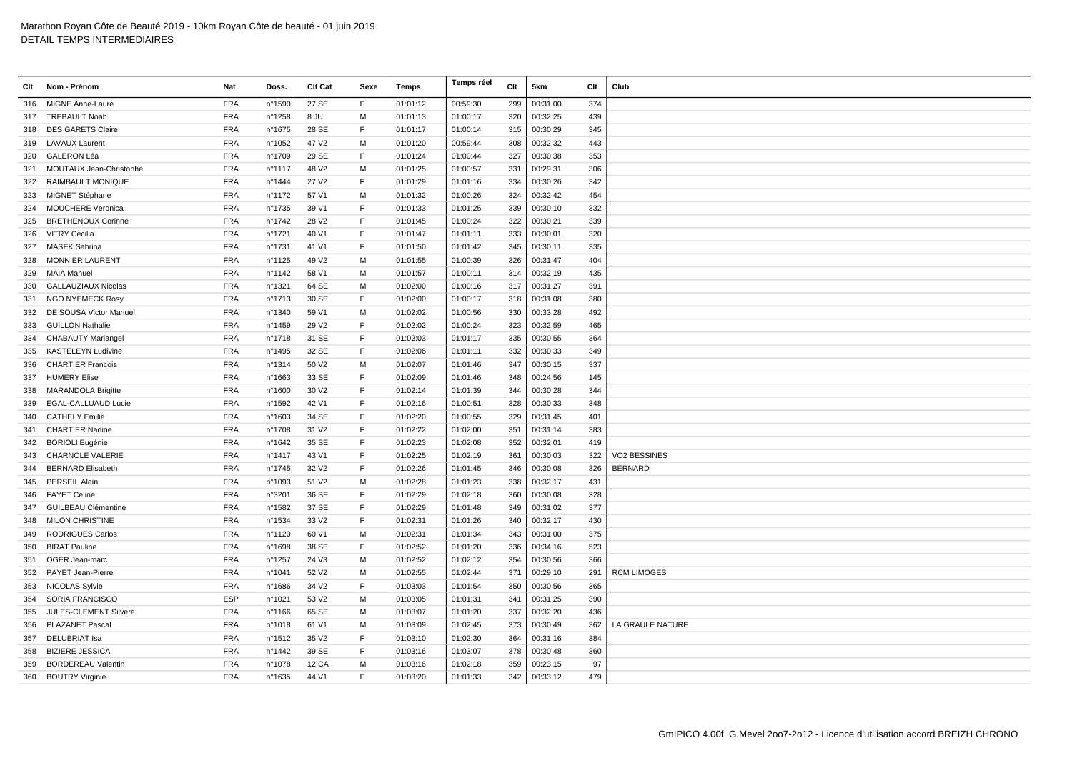Marathon Royan Côte de Beauté 2019 - 10km Royan Côte de beauté - 01 juin 2019
DETAIL TEMPS INTERMEDIAIRES

| Clt | Nom - Prénom | Nat | Doss. | Clt Cat | Sexe | Temps | Temps réel | Clt | 5km | Clt | Club |
|---|---|---|---|---|---|---|---|---|---|---|---|
| 316 | MIGNE Anne-Laure | FRA | n°1590 | 27 SE | F | 01:01:12 | 00:59:30 | 299 | 00:31:00 | 374 | |
| 317 | TREBAULT Noah | FRA | n°1258 | 8 JU | M | 01:01:13 | 01:00:17 | 320 | 00:32:25 | 439 | |
| 318 | DES GARETS Claire | FRA | n°1675 | 28 SE | F | 01:01:17 | 01:00:14 | 315 | 00:30:29 | 345 | |
| 319 | LAVAUX Laurent | FRA | n°1052 | 47 V2 | M | 01:01:20 | 00:59:44 | 308 | 00:32:32 | 443 | |
| 320 | GALERON Léa | FRA | n°1709 | 29 SE | F | 01:01:24 | 01:00:44 | 327 | 00:30:38 | 353 | |
| 321 | MOUTAUX Jean-Christophe | FRA | n°1117 | 48 V2 | M | 01:01:25 | 01:00:57 | 331 | 00:29:31 | 306 | |
| 322 | RAIMBAULT MONIQUE | FRA | n°1444 | 27 V2 | F | 01:01:29 | 01:01:16 | 334 | 00:30:26 | 342 | |
| 323 | MIGNET Stéphane | FRA | n°1172 | 57 V1 | M | 01:01:32 | 01:00:26 | 324 | 00:32:42 | 454 | |
| 324 | MOUCHERE Veronica | FRA | n°1735 | 39 V1 | F | 01:01:33 | 01:01:25 | 339 | 00:30:10 | 332 | |
| 325 | BRETHENOUX Corinne | FRA | n°1742 | 28 V2 | F | 01:01:45 | 01:00:24 | 322 | 00:30:21 | 339 | |
| 326 | VITRY Cecilia | FRA | n°1721 | 40 V1 | F | 01:01:47 | 01:01:11 | 333 | 00:30:01 | 320 | |
| 327 | MASEK Sabrina | FRA | n°1731 | 41 V1 | F | 01:01:50 | 01:01:42 | 345 | 00:30:11 | 335 | |
| 328 | MONNIER LAURENT | FRA | n°1125 | 49 V2 | M | 01:01:55 | 01:00:39 | 326 | 00:31:47 | 404 | |
| 329 | MAIA Manuel | FRA | n°1142 | 58 V1 | M | 01:01:57 | 01:00:11 | 314 | 00:32:19 | 435 | |
| 330 | GALLAUZIAUX Nicolas | FRA | n°1321 | 64 SE | M | 01:02:00 | 01:00:16 | 317 | 00:31:27 | 391 | |
| 331 | NGO NYEMECK Rosy | FRA | n°1713 | 30 SE | F | 01:02:00 | 01:00:17 | 318 | 00:31:08 | 380 | |
| 332 | DE SOUSA Victor Manuel | FRA | n°1340 | 59 V1 | M | 01:02:02 | 01:00:56 | 330 | 00:33:28 | 492 | |
| 333 | GUILLON Nathalie | FRA | n°1459 | 29 V2 | F | 01:02:02 | 01:00:24 | 323 | 00:32:59 | 465 | |
| 334 | CHABAUTY Mariangel | FRA | n°1718 | 31 SE | F | 01:02:03 | 01:01:17 | 335 | 00:30:55 | 364 | |
| 335 | KASTELEYN Ludivine | FRA | n°1495 | 32 SE | F | 01:02:06 | 01:01:11 | 332 | 00:30:33 | 349 | |
| 336 | CHARTIER Francois | FRA | n°1314 | 50 V2 | M | 01:02:07 | 01:01:46 | 347 | 00:30:15 | 337 | |
| 337 | HUMERY Elise | FRA | n°1663 | 33 SE | F | 01:02:09 | 01:01:46 | 348 | 00:24:56 | 145 | |
| 338 | MARANDOLA Brigitte | FRA | n°1600 | 30 V2 | F | 01:02:14 | 01:01:39 | 344 | 00:30:28 | 344 | |
| 339 | EGAL-CALLUAUD Lucie | FRA | n°1592 | 42 V1 | F | 01:02:16 | 01:00:51 | 328 | 00:30:33 | 348 | |
| 340 | CATHELY Emilie | FRA | n°1603 | 34 SE | F | 01:02:20 | 01:00:55 | 329 | 00:31:45 | 401 | |
| 341 | CHARTIER Nadine | FRA | n°1708 | 31 V2 | F | 01:02:22 | 01:02:00 | 351 | 00:31:14 | 383 | |
| 342 | BORIOLI Eugénie | FRA | n°1642 | 35 SE | F | 01:02:23 | 01:02:08 | 352 | 00:32:01 | 419 | |
| 343 | CHARNOLE VALERIE | FRA | n°1417 | 43 V1 | F | 01:02:25 | 01:02:19 | 361 | 00:30:03 | 322 | VO2 BESSINES |
| 344 | BERNARD Elisabeth | FRA | n°1745 | 32 V2 | F | 01:02:26 | 01:01:45 | 346 | 00:30:08 | 326 | BERNARD |
| 345 | PERSEIL Alain | FRA | n°1093 | 51 V2 | M | 01:02:28 | 01:01:23 | 338 | 00:32:17 | 431 | |
| 346 | FAYET Celine | FRA | n°3201 | 36 SE | F | 01:02:29 | 01:02:18 | 360 | 00:30:08 | 328 | |
| 347 | GUILBEAU Clémentine | FRA | n°1582 | 37 SE | F | 01:02:29 | 01:01:48 | 349 | 00:31:02 | 377 | |
| 348 | MILON CHRISTINE | FRA | n°1534 | 33 V2 | F | 01:02:31 | 01:01:26 | 340 | 00:32:17 | 430 | |
| 349 | RODRIGUES Carlos | FRA | n°1120 | 60 V1 | M | 01:02:31 | 01:01:34 | 343 | 00:31:00 | 375 | |
| 350 | BIRAT Pauline | FRA | n°1698 | 38 SE | F | 01:02:52 | 01:01:20 | 336 | 00:34:16 | 523 | |
| 351 | OGER Jean-marc | FRA | n°1257 | 24 V3 | M | 01:02:52 | 01:02:12 | 354 | 00:30:56 | 366 | |
| 352 | PAYET Jean-Pierre | FRA | n°1041 | 52 V2 | M | 01:02:55 | 01:02:44 | 371 | 00:29:10 | 291 | RCM LIMOGES |
| 353 | NICOLAS Sylvie | FRA | n°1686 | 34 V2 | F | 01:03:03 | 01:01:54 | 350 | 00:30:56 | 365 | |
| 354 | SORIA FRANCISCO | ESP | n°1021 | 53 V2 | M | 01:03:05 | 01:01:31 | 341 | 00:31:25 | 390 | |
| 355 | JULES-CLEMENT Silvère | FRA | n°1166 | 65 SE | M | 01:03:07 | 01:01:20 | 337 | 00:32:20 | 436 | |
| 356 | PLAZANET Pascal | FRA | n°1018 | 61 V1 | M | 01:03:09 | 01:02:45 | 373 | 00:30:49 | 362 | LA GRAULE NATURE |
| 357 | DELUBRIAT Isa | FRA | n°1512 | 35 V2 | F | 01:03:10 | 01:02:30 | 364 | 00:31:16 | 384 | |
| 358 | BIZIERE JESSICA | FRA | n°1442 | 39 SE | F | 01:03:16 | 01:03:07 | 378 | 00:30:48 | 360 | |
| 359 | BORDEREAU Valentin | FRA | n°1078 | 12 CA | M | 01:03:16 | 01:02:18 | 359 | 00:23:15 | 97 | |
| 360 | BOUTRY Virginie | FRA | n°1635 | 44 V1 | F | 01:03:20 | 01:01:33 | 342 | 00:33:12 | 479 | |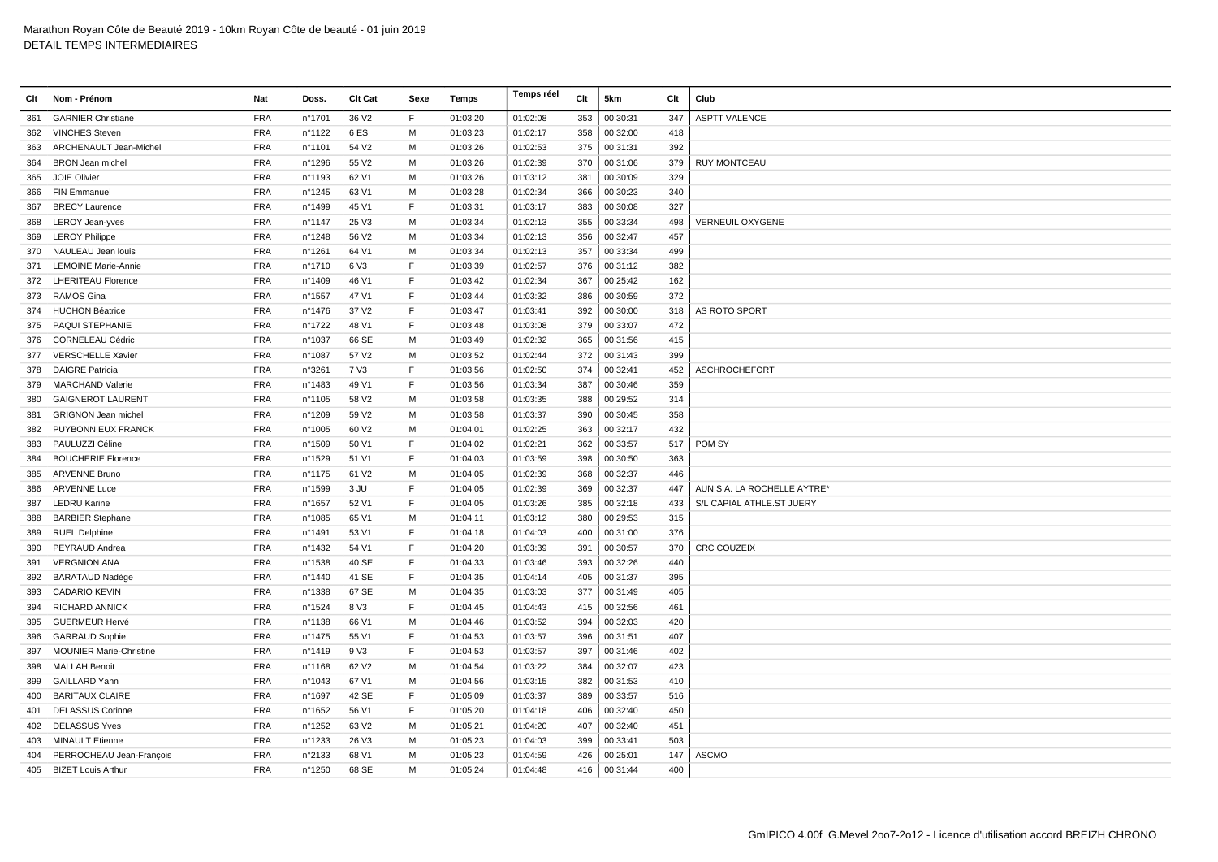Marathon Royan Côte de Beauté 2019 - 10km Royan Côte de beauté - 01 juin 2019
DETAIL TEMPS INTERMEDIAIRES

| Clt | Nom - Prénom | Nat | Doss. | Clt Cat | Sexe | Temps | Temps réel | Clt | 5km | Clt | Club |
|---|---|---|---|---|---|---|---|---|---|---|---|
| 361 | GARNIER Christiane | FRA | n°1701 | 36 V2 | F | 01:03:20 | 01:02:08 | 353 | 00:30:31 | 347 | ASPTT VALENCE |
| 362 | VINCHES Steven | FRA | n°1122 | 6 ES | M | 01:03:23 | 01:02:17 | 358 | 00:32:00 | 418 | |
| 363 | ARCHENAULT Jean-Michel | FRA | n°1101 | 54 V2 | M | 01:03:26 | 01:02:53 | 375 | 00:31:31 | 392 | |
| 364 | BRON Jean michel | FRA | n°1296 | 55 V2 | M | 01:03:26 | 01:02:39 | 370 | 00:31:06 | 379 | RUY MONTCEAU |
| 365 | JOIE Olivier | FRA | n°1193 | 62 V1 | M | 01:03:26 | 01:03:12 | 381 | 00:30:09 | 329 | |
| 366 | FIN Emmanuel | FRA | n°1245 | 63 V1 | M | 01:03:28 | 01:02:34 | 366 | 00:30:23 | 340 | |
| 367 | BRECY Laurence | FRA | n°1499 | 45 V1 | F | 01:03:31 | 01:03:17 | 383 | 00:30:08 | 327 | |
| 368 | LEROY Jean-yves | FRA | n°1147 | 25 V3 | M | 01:03:34 | 01:02:13 | 355 | 00:33:34 | 498 | VERNEUIL OXYGENE |
| 369 | LEROY Philippe | FRA | n°1248 | 56 V2 | M | 01:03:34 | 01:02:13 | 356 | 00:32:47 | 457 | |
| 370 | NAULEAU Jean louis | FRA | n°1261 | 64 V1 | M | 01:03:34 | 01:02:13 | 357 | 00:33:34 | 499 | |
| 371 | LEMOINE Marie-Annie | FRA | n°1710 | 6 V3 | F | 01:03:39 | 01:02:57 | 376 | 00:31:12 | 382 | |
| 372 | LHERITEAU Florence | FRA | n°1409 | 46 V1 | F | 01:03:42 | 01:02:34 | 367 | 00:25:42 | 162 | |
| 373 | RAMOS Gina | FRA | n°1557 | 47 V1 | F | 01:03:44 | 01:03:32 | 386 | 00:30:59 | 372 | |
| 374 | HUCHON Béatrice | FRA | n°1476 | 37 V2 | F | 01:03:47 | 01:03:41 | 392 | 00:30:00 | 318 | AS ROTO SPORT |
| 375 | PAQUI STEPHANIE | FRA | n°1722 | 48 V1 | F | 01:03:48 | 01:03:08 | 379 | 00:33:07 | 472 | |
| 376 | CORNELEAU Cédric | FRA | n°1037 | 66 SE | M | 01:03:49 | 01:02:32 | 365 | 00:31:56 | 415 | |
| 377 | VERSCHELLE Xavier | FRA | n°1087 | 57 V2 | M | 01:03:52 | 01:02:44 | 372 | 00:31:43 | 399 | |
| 378 | DAIGRE Patricia | FRA | n°3261 | 7 V3 | F | 01:03:56 | 01:02:50 | 374 | 00:32:41 | 452 | ASCHROCHEFORT |
| 379 | MARCHAND Valerie | FRA | n°1483 | 49 V1 | F | 01:03:56 | 01:03:34 | 387 | 00:30:46 | 359 | |
| 380 | GAIGNEROT LAURENT | FRA | n°1105 | 58 V2 | M | 01:03:58 | 01:03:35 | 388 | 00:29:52 | 314 | |
| 381 | GRIGNON Jean michel | FRA | n°1209 | 59 V2 | M | 01:03:58 | 01:03:37 | 390 | 00:30:45 | 358 | |
| 382 | PUYBONNIEUX FRANCK | FRA | n°1005 | 60 V2 | M | 01:04:01 | 01:02:25 | 363 | 00:32:17 | 432 | |
| 383 | PAULUZZI Céline | FRA | n°1509 | 50 V1 | F | 01:04:02 | 01:02:21 | 362 | 00:33:57 | 517 | POM SY |
| 384 | BOUCHERIE Florence | FRA | n°1529 | 51 V1 | F | 01:04:03 | 01:03:59 | 398 | 00:30:50 | 363 | |
| 385 | ARVENNE Bruno | FRA | n°1175 | 61 V2 | M | 01:04:05 | 01:02:39 | 368 | 00:32:37 | 446 | |
| 386 | ARVENNE Luce | FRA | n°1599 | 3 JU | F | 01:04:05 | 01:02:39 | 369 | 00:32:37 | 447 | AUNIS A. LA ROCHELLE AYTRE* |
| 387 | LEDRU Karine | FRA | n°1657 | 52 V1 | F | 01:04:05 | 01:03:26 | 385 | 00:32:18 | 433 | S/L CAPIAL ATHLE.ST JUERY |
| 388 | BARBIER Stephane | FRA | n°1085 | 65 V1 | M | 01:04:11 | 01:03:12 | 380 | 00:29:53 | 315 | |
| 389 | RUEL Delphine | FRA | n°1491 | 53 V1 | F | 01:04:18 | 01:04:03 | 400 | 00:31:00 | 376 | |
| 390 | PEYRAUD Andrea | FRA | n°1432 | 54 V1 | F | 01:04:20 | 01:03:39 | 391 | 00:30:57 | 370 | CRC COUZEIX |
| 391 | VERGNION ANA | FRA | n°1538 | 40 SE | F | 01:04:33 | 01:03:46 | 393 | 00:32:26 | 440 | |
| 392 | BARATAUD Nadège | FRA | n°1440 | 41 SE | F | 01:04:35 | 01:04:14 | 405 | 00:31:37 | 395 | |
| 393 | CADARIO KEVIN | FRA | n°1338 | 67 SE | M | 01:04:35 | 01:03:03 | 377 | 00:31:49 | 405 | |
| 394 | RICHARD ANNICK | FRA | n°1524 | 8 V3 | F | 01:04:45 | 01:04:43 | 415 | 00:32:56 | 461 | |
| 395 | GUERMEUR Hervé | FRA | n°1138 | 66 V1 | M | 01:04:46 | 01:03:52 | 394 | 00:32:03 | 420 | |
| 396 | GARRAUD Sophie | FRA | n°1475 | 55 V1 | F | 01:04:53 | 01:03:57 | 396 | 00:31:51 | 407 | |
| 397 | MOUNIER Marie-Christine | FRA | n°1419 | 9 V3 | F | 01:04:53 | 01:03:57 | 397 | 00:31:46 | 402 | |
| 398 | MALLAH Benoit | FRA | n°1168 | 62 V2 | M | 01:04:54 | 01:03:22 | 384 | 00:32:07 | 423 | |
| 399 | GAILLARD Yann | FRA | n°1043 | 67 V1 | M | 01:04:56 | 01:03:15 | 382 | 00:31:53 | 410 | |
| 400 | BARITAUX CLAIRE | FRA | n°1697 | 42 SE | F | 01:05:09 | 01:03:37 | 389 | 00:33:57 | 516 | |
| 401 | DELASSUS Corinne | FRA | n°1652 | 56 V1 | F | 01:05:20 | 01:04:18 | 406 | 00:32:40 | 450 | |
| 402 | DELASSUS Yves | FRA | n°1252 | 63 V2 | M | 01:05:21 | 01:04:20 | 407 | 00:32:40 | 451 | |
| 403 | MINAULT Etienne | FRA | n°1233 | 26 V3 | M | 01:05:23 | 01:04:03 | 399 | 00:33:41 | 503 | |
| 404 | PERROCHEAU Jean-François | FRA | n°2133 | 68 V1 | M | 01:05:23 | 01:04:59 | 426 | 00:25:01 | 147 | ASCMO |
| 405 | BIZET Louis Arthur | FRA | n°1250 | 68 SE | M | 01:05:24 | 01:04:48 | 416 | 00:31:44 | 400 | |

GmIPICO 4.00f G.Mevel 2oo7-2o12 - Licence d'utilisation accord BREIZH CHRONO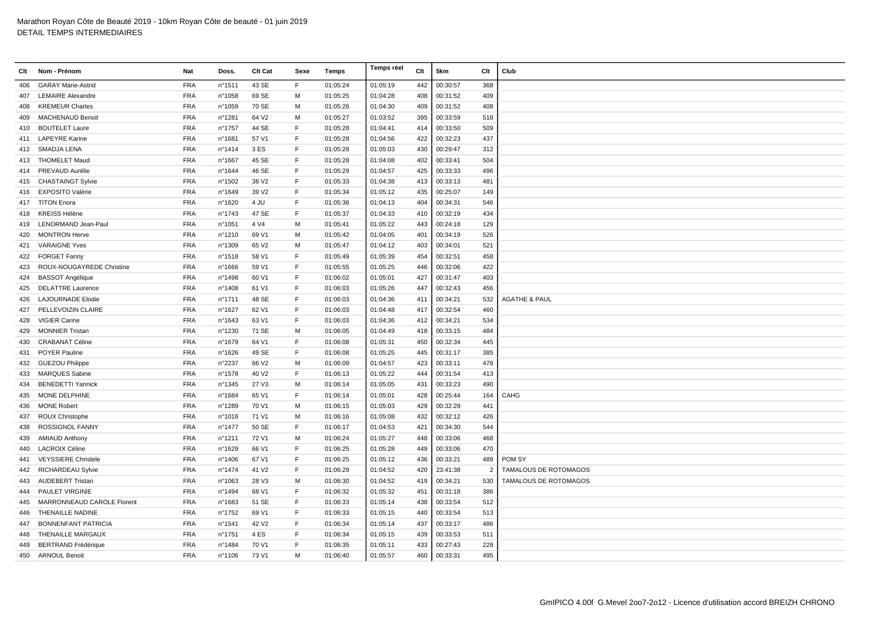Marathon Royan Côte de Beauté 2019 - 10km Royan Côte de beauté - 01 juin 2019
DETAIL TEMPS INTERMEDIAIRES

| Clt | Nom - Prénom | Nat | Doss. | Clt Cat | Sexe | Temps | Temps réel | Clt | 5km | Clt | Club |
|---|---|---|---|---|---|---|---|---|---|---|---|
| 406 | GARAY Marie-Astrid | FRA | n°1511 | 43 SE | F | 01:05:24 | 01:05:19 | 442 | 00:30:57 | 368 | |
| 407 | LEMAIRE Alexandre | FRA | n°1058 | 69 SE | M | 01:05:25 | 01:04:28 | 408 | 00:31:52 | 409 | |
| 408 | KREMEUR Charles | FRA | n°1059 | 70 SE | M | 01:05:26 | 01:04:30 | 409 | 00:31:52 | 408 | |
| 409 | MACHENAUD Benoit | FRA | n°1281 | 64 V2 | M | 01:05:27 | 01:03:52 | 395 | 00:33:59 | 518 | |
| 410 | BOUTELET Laure | FRA | n°1757 | 44 SE | F | 01:05:28 | 01:04:41 | 414 | 00:33:50 | 509 | |
| 411 | LAPEYRE Karine | FRA | n°1681 | 57 V1 | F | 01:05:28 | 01:04:56 | 422 | 00:32:23 | 437 | |
| 412 | SMADJA LENA | FRA | n°1414 | 3 ES | F | 01:05:28 | 01:05:03 | 430 | 00:29:47 | 312 | |
| 413 | THOMELET Maud | FRA | n°1667 | 45 SE | F | 01:05:28 | 01:04:08 | 402 | 00:33:41 | 504 | |
| 414 | PREVAUD Aurélie | FRA | n°1644 | 46 SE | F | 01:05:29 | 01:04:57 | 425 | 00:33:33 | 496 | |
| 415 | CHASTAINGT Sylvie | FRA | n°1502 | 38 V2 | F | 01:05:33 | 01:04:38 | 413 | 00:33:13 | 481 | |
| 416 | EXPOSITO Valérie | FRA | n°1649 | 39 V2 | F | 01:05:34 | 01:05:12 | 435 | 00:25:07 | 149 | |
| 417 | TITON Enora | FRA | n°1620 | 4 JU | F | 01:05:36 | 01:04:13 | 404 | 00:34:31 | 546 | |
| 418 | KREISS Hélène | FRA | n°1743 | 47 SE | F | 01:05:37 | 01:04:33 | 410 | 00:32:19 | 434 | |
| 419 | LENORMAND Jean-Paul | FRA | n°1051 | 4 V4 | M | 01:05:41 | 01:05:22 | 443 | 00:24:18 | 129 | |
| 420 | MONTRON Herve | FRA | n°1210 | 69 V1 | M | 01:05:42 | 01:04:05 | 401 | 00:34:19 | 526 | |
| 421 | VARAIGNE Yves | FRA | n°1309 | 65 V2 | M | 01:05:47 | 01:04:12 | 403 | 00:34:01 | 521 | |
| 422 | FORGET Fanny | FRA | n°1518 | 58 V1 | F | 01:05:49 | 01:05:39 | 454 | 00:32:51 | 458 | |
| 423 | ROUX-NOUGAYREDE Christine | FRA | n°1666 | 59 V1 | F | 01:05:55 | 01:05:25 | 446 | 00:32:06 | 422 | |
| 424 | BASSOT Angélique | FRA | n°1498 | 60 V1 | F | 01:06:02 | 01:05:01 | 427 | 00:31:47 | 403 | |
| 425 | DELATTRE Laurence | FRA | n°1408 | 61 V1 | F | 01:06:03 | 01:05:26 | 447 | 00:32:43 | 456 | |
| 426 | LAJOURNADE Elodie | FRA | n°1711 | 48 SE | F | 01:06:03 | 01:04:36 | 411 | 00:34:21 | 532 | AGATHE & PAUL |
| 427 | PELLEVOIZIN CLAIRE | FRA | n°1627 | 62 V1 | F | 01:06:03 | 01:04:48 | 417 | 00:32:54 | 460 | |
| 428 | VIGIER Carine | FRA | n°1643 | 63 V1 | F | 01:06:03 | 01:04:36 | 412 | 00:34:21 | 534 | |
| 429 | MONNIER Tristan | FRA | n°1230 | 71 SE | M | 01:06:05 | 01:04:49 | 418 | 00:33:15 | 484 | |
| 430 | CRABANAT Céline | FRA | n°1679 | 64 V1 | F | 01:06:08 | 01:05:31 | 450 | 00:32:34 | 445 | |
| 431 | POYER Pauline | FRA | n°1626 | 49 SE | F | 01:06:08 | 01:05:25 | 445 | 00:31:17 | 385 | |
| 432 | GUEZOU Philippe | FRA | n°2237 | 66 V2 | M | 01:06:09 | 01:04:57 | 423 | 00:33:11 | 478 | |
| 433 | MARQUES Sabine | FRA | n°1578 | 40 V2 | F | 01:06:13 | 01:05:22 | 444 | 00:31:54 | 413 | |
| 434 | BENEDETTI Yannick | FRA | n°1345 | 27 V3 | M | 01:06:14 | 01:05:05 | 431 | 00:33:23 | 490 | |
| 435 | MONE DELPHINE | FRA | n°1684 | 65 V1 | F | 01:06:14 | 01:05:01 | 428 | 00:25:44 | 164 | CAHG |
| 436 | MONE Robert | FRA | n°1289 | 70 V1 | M | 01:06:15 | 01:05:03 | 429 | 00:32:29 | 441 | |
| 437 | ROUX Christophe | FRA | n°1016 | 71 V1 | M | 01:06:16 | 01:05:08 | 432 | 00:32:12 | 426 | |
| 438 | ROSSIGNOL FANNY | FRA | n°1477 | 50 SE | F | 01:06:17 | 01:04:53 | 421 | 00:34:30 | 544 | |
| 439 | AMIAUD Anthony | FRA | n°1211 | 72 V1 | M | 01:06:24 | 01:05:27 | 448 | 00:33:06 | 468 | |
| 440 | LACROIX Céline | FRA | n°1629 | 66 V1 | F | 01:06:25 | 01:05:28 | 449 | 00:33:06 | 470 | |
| 441 | VEYSSIERE Christele | FRA | n°1406 | 67 V1 | F | 01:06:25 | 01:05:12 | 436 | 00:33:21 | 489 | POM SY |
| 442 | RICHARDEAU Sylvie | FRA | n°1474 | 41 V2 | F | 01:06:29 | 01:04:52 | 420 | 23:41:38 | 2 | TAMALOUS DE ROTOMAGOS |
| 443 | AUDEBERT Tristan | FRA | n°1063 | 28 V3 | M | 01:06:30 | 01:04:52 | 419 | 00:34:21 | 530 | TAMALOUS DE ROTOMAGOS |
| 444 | PAULET VIRGINIE | FRA | n°1494 | 68 V1 | F | 01:06:32 | 01:05:32 | 451 | 00:31:18 | 386 | |
| 445 | MARRONNEAUD CAROLE Florent | FRA | n°1683 | 51 SE | F | 01:06:33 | 01:05:14 | 438 | 00:33:54 | 512 | |
| 446 | THENAILLE NADINE | FRA | n°1752 | 69 V1 | F | 01:06:33 | 01:05:15 | 440 | 00:33:54 | 513 | |
| 447 | BONNENFANT PATRICIA | FRA | n°1541 | 42 V2 | F | 01:06:34 | 01:05:14 | 437 | 00:33:17 | 486 | |
| 448 | THENAILLE MARGAUX | FRA | n°1751 | 4 ES | F | 01:06:34 | 01:05:15 | 439 | 00:33:53 | 511 | |
| 449 | BERTRAND Frédérique | FRA | n°1484 | 70 V1 | F | 01:06:35 | 01:05:11 | 433 | 00:27:43 | 228 | |
| 450 | ARNOUL Benoit | FRA | n°1106 | 73 V1 | M | 01:06:40 | 01:05:57 | 460 | 00:33:31 | 495 | |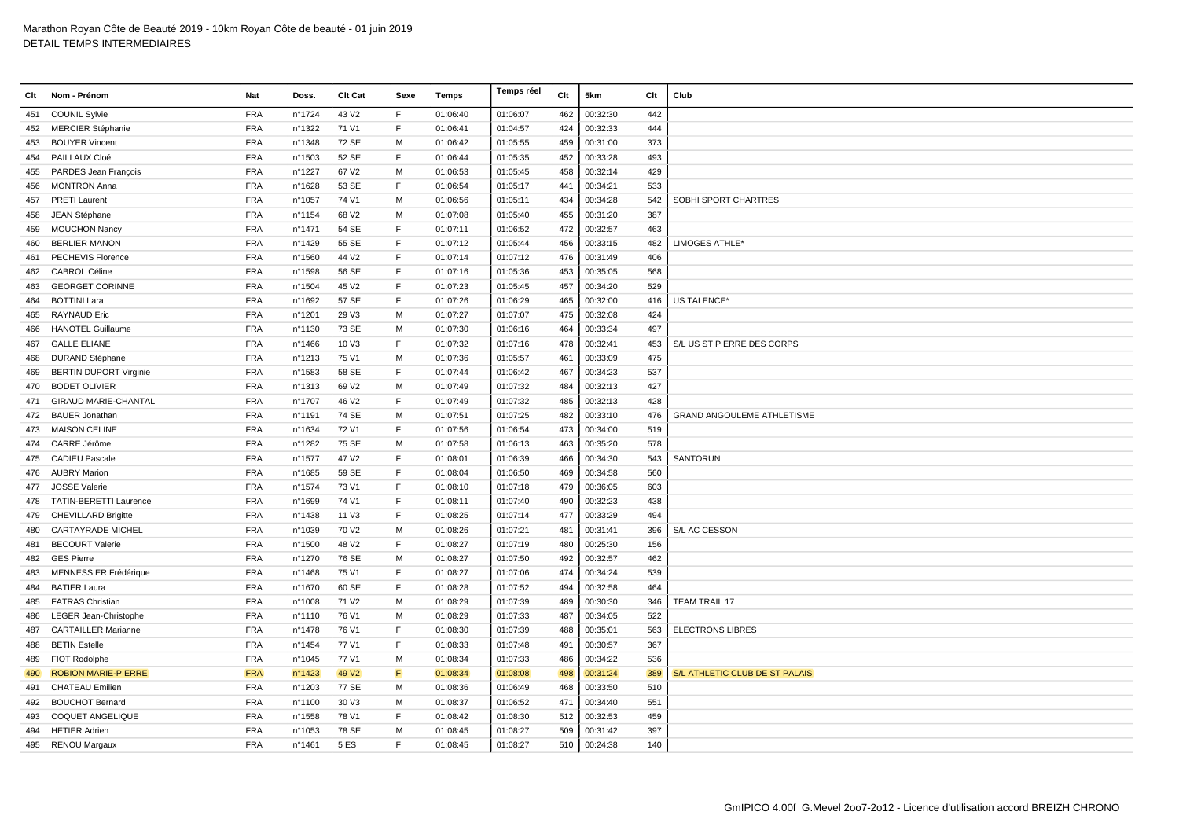Marathon Royan Côte de Beauté 2019 - 10km Royan Côte de beauté - 01 juin 2019
DETAIL TEMPS INTERMEDIAIRES

| Clt | Nom - Prénom | Nat | Doss. | Clt Cat | Sexe | Temps | Temps réel | Clt | 5km | Clt | Club |
|---|---|---|---|---|---|---|---|---|---|---|---|
| 451 | COUNIL Sylvie | FRA | n°1724 | 43 V2 | F | 01:06:40 | 01:06:07 | 462 | 00:32:30 | 442 | |
| 452 | MERCIER Stéphanie | FRA | n°1322 | 71 V1 | F | 01:06:41 | 01:04:57 | 424 | 00:32:33 | 444 | |
| 453 | BOUYER Vincent | FRA | n°1348 | 72 SE | M | 01:06:42 | 01:05:55 | 459 | 00:31:00 | 373 | |
| 454 | PAILLAUX Cloé | FRA | n°1503 | 52 SE | F | 01:06:44 | 01:05:35 | 452 | 00:33:28 | 493 | |
| 455 | PARDES Jean François | FRA | n°1227 | 67 V2 | M | 01:06:53 | 01:05:45 | 458 | 00:32:14 | 429 | |
| 456 | MONTRON Anna | FRA | n°1628 | 53 SE | F | 01:06:54 | 01:05:17 | 441 | 00:34:21 | 533 | |
| 457 | PRETI Laurent | FRA | n°1057 | 74 V1 | M | 01:06:56 | 01:05:11 | 434 | 00:34:28 | 542 | SOBHI SPORT CHARTRES |
| 458 | JEAN Stéphane | FRA | n°1154 | 68 V2 | M | 01:07:08 | 01:05:40 | 455 | 00:31:20 | 387 | |
| 459 | MOUCHON Nancy | FRA | n°1471 | 54 SE | F | 01:07:11 | 01:06:52 | 472 | 00:32:57 | 463 | |
| 460 | BERLIER MANON | FRA | n°1429 | 55 SE | F | 01:07:12 | 01:05:44 | 456 | 00:33:15 | 482 | LIMOGES ATHLE* |
| 461 | PECHEVIS Florence | FRA | n°1560 | 44 V2 | F | 01:07:14 | 01:07:12 | 476 | 00:31:49 | 406 | |
| 462 | CABROL Céline | FRA | n°1598 | 56 SE | F | 01:07:16 | 01:05:36 | 453 | 00:35:05 | 568 | |
| 463 | GEORGET CORINNE | FRA | n°1504 | 45 V2 | F | 01:07:23 | 01:05:45 | 457 | 00:34:20 | 529 | |
| 464 | BOTTINI Lara | FRA | n°1692 | 57 SE | F | 01:07:26 | 01:06:29 | 465 | 00:32:00 | 416 | US TALENCE* |
| 465 | RAYNAUD Eric | FRA | n°1201 | 29 V3 | M | 01:07:27 | 01:07:07 | 475 | 00:32:08 | 424 | |
| 466 | HANOTEL Guillaume | FRA | n°1130 | 73 SE | M | 01:07:30 | 01:06:16 | 464 | 00:33:34 | 497 | |
| 467 | GALLE ELIANE | FRA | n°1466 | 10 V3 | F | 01:07:32 | 01:07:16 | 478 | 00:32:41 | 453 | S/L US ST PIERRE DES CORPS |
| 468 | DURAND Stéphane | FRA | n°1213 | 75 V1 | M | 01:07:36 | 01:05:57 | 461 | 00:33:09 | 475 | |
| 469 | BERTIN DUPORT Virginie | FRA | n°1583 | 58 SE | F | 01:07:44 | 01:06:42 | 467 | 00:34:23 | 537 | |
| 470 | BODET OLIVIER | FRA | n°1313 | 69 V2 | M | 01:07:49 | 01:07:32 | 484 | 00:32:13 | 427 | |
| 471 | GIRAUD MARIE-CHANTAL | FRA | n°1707 | 46 V2 | F | 01:07:49 | 01:07:32 | 485 | 00:32:13 | 428 | |
| 472 | BAUER Jonathan | FRA | n°1191 | 74 SE | M | 01:07:51 | 01:07:25 | 482 | 00:33:10 | 476 | GRAND ANGOULEME ATHLETISME |
| 473 | MAISON CELINE | FRA | n°1634 | 72 V1 | F | 01:07:56 | 01:06:54 | 473 | 00:34:00 | 519 | |
| 474 | CARRE Jérôme | FRA | n°1282 | 75 SE | M | 01:07:58 | 01:06:13 | 463 | 00:35:20 | 578 | |
| 475 | CADIEU Pascale | FRA | n°1577 | 47 V2 | F | 01:08:01 | 01:06:39 | 466 | 00:34:30 | 543 | SANTORUN |
| 476 | AUBRY Marion | FRA | n°1685 | 59 SE | F | 01:08:04 | 01:06:50 | 469 | 00:34:58 | 560 | |
| 477 | JOSSE Valerie | FRA | n°1574 | 73 V1 | F | 01:08:10 | 01:07:18 | 479 | 00:36:05 | 603 | |
| 478 | TATIN-BERETTI Laurence | FRA | n°1699 | 74 V1 | F | 01:08:11 | 01:07:40 | 490 | 00:32:23 | 438 | |
| 479 | CHEVILLARD Brigitte | FRA | n°1438 | 11 V3 | F | 01:08:25 | 01:07:14 | 477 | 00:33:29 | 494 | |
| 480 | CARTAYRADE MICHEL | FRA | n°1039 | 70 V2 | M | 01:08:26 | 01:07:21 | 481 | 00:31:41 | 396 | S/L AC CESSON |
| 481 | BECOURT Valerie | FRA | n°1500 | 48 V2 | F | 01:08:27 | 01:07:19 | 480 | 00:25:30 | 156 | |
| 482 | GES Pierre | FRA | n°1270 | 76 SE | M | 01:08:27 | 01:07:50 | 492 | 00:32:57 | 462 | |
| 483 | MENNESSIER Frédérique | FRA | n°1468 | 75 V1 | F | 01:08:27 | 01:07:06 | 474 | 00:34:24 | 539 | |
| 484 | BATIER Laura | FRA | n°1670 | 60 SE | F | 01:08:28 | 01:07:52 | 494 | 00:32:58 | 464 | |
| 485 | FATRAS Christian | FRA | n°1008 | 71 V2 | M | 01:08:29 | 01:07:39 | 489 | 00:30:30 | 346 | TEAM TRAIL 17 |
| 486 | LEGER Jean-Christophe | FRA | n°1110 | 76 V1 | M | 01:08:29 | 01:07:33 | 487 | 00:34:05 | 522 | |
| 487 | CARTAILLER Marianne | FRA | n°1478 | 76 V1 | F | 01:08:30 | 01:07:39 | 488 | 00:35:01 | 563 | ELECTRONS LIBRES |
| 488 | BETIN Estelle | FRA | n°1454 | 77 V1 | F | 01:08:33 | 01:07:48 | 491 | 00:30:57 | 367 | |
| 489 | FIOT Rodolphe | FRA | n°1045 | 77 V1 | M | 01:08:34 | 01:07:33 | 486 | 00:34:22 | 536 | |
| 490 | ROBION MARIE-PIERRE | FRA | n°1423 | 49 V2 | F | 01:08:34 | 01:08:08 | 498 | 00:31:24 | 389 | S/L ATHLETIC CLUB DE ST PALAIS |
| 491 | CHATEAU Emilien | FRA | n°1203 | 77 SE | M | 01:08:36 | 01:06:49 | 468 | 00:33:50 | 510 | |
| 492 | BOUCHOT Bernard | FRA | n°1100 | 30 V3 | M | 01:08:37 | 01:06:52 | 471 | 00:34:40 | 551 | |
| 493 | COQUET ANGELIQUE | FRA | n°1558 | 78 V1 | F | 01:08:42 | 01:08:30 | 512 | 00:32:53 | 459 | |
| 494 | HETIER Adrien | FRA | n°1053 | 78 SE | M | 01:08:45 | 01:08:27 | 509 | 00:31:42 | 397 | |
| 495 | RENOU Margaux | FRA | n°1461 | 5 ES | F | 01:08:45 | 01:08:27 | 510 | 00:24:38 | 140 | |

GmIPICO 4.00f G.Mevel 2oo7-2o12 - Licence d'utilisation accord BREIZH CHRONO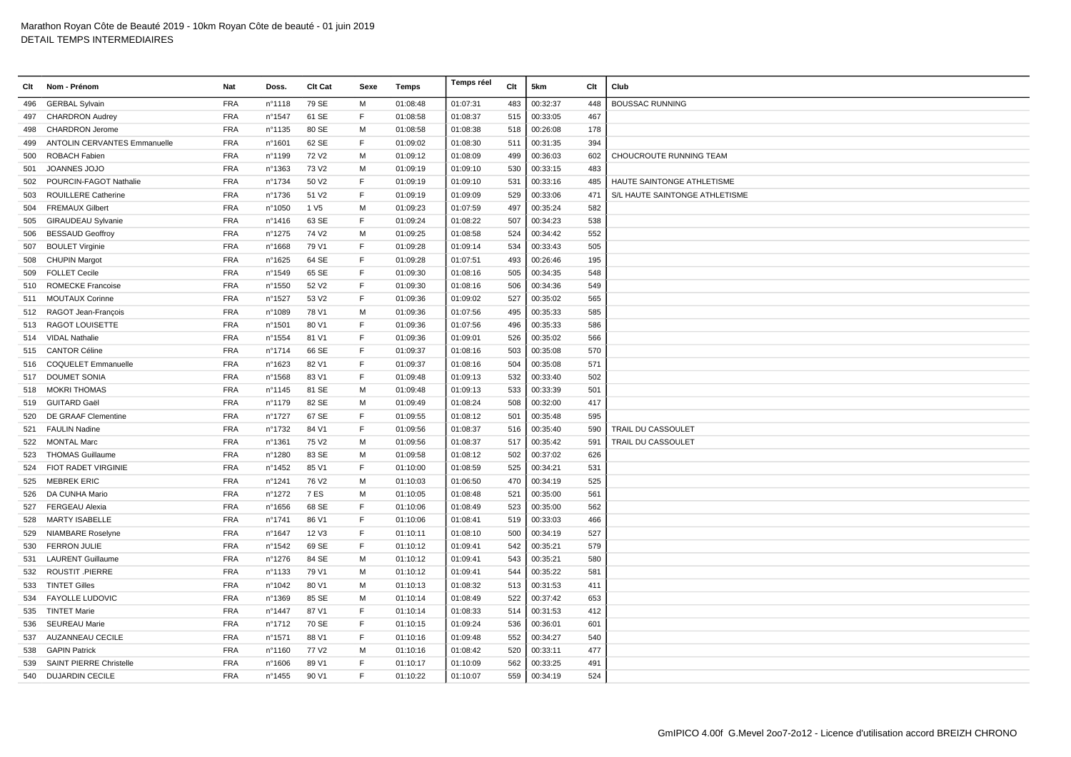Marathon Royan Côte de Beauté 2019 - 10km Royan Côte de beauté - 01 juin 2019
DETAIL TEMPS INTERMEDIAIRES

| Clt | Nom - Prénom | Nat | Doss. | Clt Cat | Sexe | Temps | Temps réel | Clt | 5km | Clt | Club |
|---|---|---|---|---|---|---|---|---|---|---|---|
| 496 | GERBAL Sylvain | FRA | n°1118 | 79 SE | M | 01:08:48 | 01:07:31 | 483 | 00:32:37 | 448 | BOUSSAC RUNNING |
| 497 | CHARDRON Audrey | FRA | n°1547 | 61 SE | F | 01:08:58 | 01:08:37 | 515 | 00:33:05 | 467 | |
| 498 | CHARDRON Jerome | FRA | n°1135 | 80 SE | M | 01:08:58 | 01:08:38 | 518 | 00:26:08 | 178 | |
| 499 | ANTOLIN CERVANTES Emmanuelle | FRA | n°1601 | 62 SE | F | 01:09:02 | 01:08:30 | 511 | 00:31:35 | 394 | |
| 500 | ROBACH Fabien | FRA | n°1199 | 72 V2 | M | 01:09:12 | 01:08:09 | 499 | 00:36:03 | 602 | CHOUCROUTE RUNNING TEAM |
| 501 | JOANNES JOJO | FRA | n°1363 | 73 V2 | M | 01:09:19 | 01:09:10 | 530 | 00:33:15 | 483 | |
| 502 | POURCIN-FAGOT Nathalie | FRA | n°1734 | 50 V2 | F | 01:09:19 | 01:09:10 | 531 | 00:33:16 | 485 | HAUTE SAINTONGE ATHLETISME |
| 503 | ROUILLERE Catherine | FRA | n°1736 | 51 V2 | F | 01:09:19 | 01:09:09 | 529 | 00:33:06 | 471 | S/L HAUTE SAINTONGE ATHLETISME |
| 504 | FREMAUX Gilbert | FRA | n°1050 | 1 V5 | M | 01:09:23 | 01:07:59 | 497 | 00:35:24 | 582 | |
| 505 | GIRAUDEAU Sylvanie | FRA | n°1416 | 63 SE | F | 01:09:24 | 01:08:22 | 507 | 00:34:23 | 538 | |
| 506 | BESSAUD Geoffroy | FRA | n°1275 | 74 V2 | M | 01:09:25 | 01:08:58 | 524 | 00:34:42 | 552 | |
| 507 | BOULET Virginie | FRA | n°1668 | 79 V1 | F | 01:09:28 | 01:09:14 | 534 | 00:33:43 | 505 | |
| 508 | CHUPIN Margot | FRA | n°1625 | 64 SE | F | 01:09:28 | 01:07:51 | 493 | 00:26:46 | 195 | |
| 509 | FOLLET Cecile | FRA | n°1549 | 65 SE | F | 01:09:30 | 01:08:16 | 505 | 00:34:35 | 548 | |
| 510 | ROMECKE Francoise | FRA | n°1550 | 52 V2 | F | 01:09:30 | 01:08:16 | 506 | 00:34:36 | 549 | |
| 511 | MOUTAUX Corinne | FRA | n°1527 | 53 V2 | F | 01:09:36 | 01:09:02 | 527 | 00:35:02 | 565 | |
| 512 | RAGOT Jean-François | FRA | n°1089 | 78 V1 | M | 01:09:36 | 01:07:56 | 495 | 00:35:33 | 585 | |
| 513 | RAGOT LOUISETTE | FRA | n°1501 | 80 V1 | F | 01:09:36 | 01:07:56 | 496 | 00:35:33 | 586 | |
| 514 | VIDAL Nathalie | FRA | n°1554 | 81 V1 | F | 01:09:36 | 01:09:01 | 526 | 00:35:02 | 566 | |
| 515 | CANTOR Céline | FRA | n°1714 | 66 SE | F | 01:09:37 | 01:08:16 | 503 | 00:35:08 | 570 | |
| 516 | COQUELET Emmanuelle | FRA | n°1623 | 82 V1 | F | 01:09:37 | 01:08:16 | 504 | 00:35:08 | 571 | |
| 517 | DOUMET SONIA | FRA | n°1568 | 83 V1 | F | 01:09:48 | 01:09:13 | 532 | 00:33:40 | 502 | |
| 518 | MOKRI THOMAS | FRA | n°1145 | 81 SE | M | 01:09:48 | 01:09:13 | 533 | 00:33:39 | 501 | |
| 519 | GUITARD Gaël | FRA | n°1179 | 82 SE | M | 01:09:49 | 01:08:24 | 508 | 00:32:00 | 417 | |
| 520 | DE GRAAF Clementine | FRA | n°1727 | 67 SE | F | 01:09:55 | 01:08:12 | 501 | 00:35:48 | 595 | |
| 521 | FAULIN Nadine | FRA | n°1732 | 84 V1 | F | 01:09:56 | 01:08:37 | 516 | 00:35:40 | 590 | TRAIL DU CASSOULET |
| 522 | MONTAL Marc | FRA | n°1361 | 75 V2 | M | 01:09:56 | 01:08:37 | 517 | 00:35:42 | 591 | TRAIL DU CASSOULET |
| 523 | THOMAS Guillaume | FRA | n°1280 | 83 SE | M | 01:09:58 | 01:08:12 | 502 | 00:37:02 | 626 | |
| 524 | FIOT RADET VIRGINIE | FRA | n°1452 | 85 V1 | F | 01:10:00 | 01:08:59 | 525 | 00:34:21 | 531 | |
| 525 | MEBREK ERIC | FRA | n°1241 | 76 V2 | M | 01:10:03 | 01:06:50 | 470 | 00:34:19 | 525 | |
| 526 | DA CUNHA Mario | FRA | n°1272 | 7 ES | M | 01:10:05 | 01:08:48 | 521 | 00:35:00 | 561 | |
| 527 | FERGEAU Alexia | FRA | n°1656 | 68 SE | F | 01:10:06 | 01:08:49 | 523 | 00:35:00 | 562 | |
| 528 | MARTY ISABELLE | FRA | n°1741 | 86 V1 | F | 01:10:06 | 01:08:41 | 519 | 00:33:03 | 466 | |
| 529 | NIAMBARE Roselyne | FRA | n°1647 | 12 V3 | F | 01:10:11 | 01:08:10 | 500 | 00:34:19 | 527 | |
| 530 | FERRON JULIE | FRA | n°1542 | 69 SE | F | 01:10:12 | 01:09:41 | 542 | 00:35:21 | 579 | |
| 531 | LAURENT Guillaume | FRA | n°1276 | 84 SE | M | 01:10:12 | 01:09:41 | 543 | 00:35:21 | 580 | |
| 532 | ROUSTIT .PIERRE | FRA | n°1133 | 79 V1 | M | 01:10:12 | 01:09:41 | 544 | 00:35:22 | 581 | |
| 533 | TINTET Gilles | FRA | n°1042 | 80 V1 | M | 01:10:13 | 01:08:32 | 513 | 00:31:53 | 411 | |
| 534 | FAYOLLE LUDOVIC | FRA | n°1369 | 85 SE | M | 01:10:14 | 01:08:49 | 522 | 00:37:42 | 653 | |
| 535 | TINTET Marie | FRA | n°1447 | 87 V1 | F | 01:10:14 | 01:08:33 | 514 | 00:31:53 | 412 | |
| 536 | SEUREAU Marie | FRA | n°1712 | 70 SE | F | 01:10:15 | 01:09:24 | 536 | 00:36:01 | 601 | |
| 537 | AUZANNEAU CECILE | FRA | n°1571 | 88 V1 | F | 01:10:16 | 01:09:48 | 552 | 00:34:27 | 540 | |
| 538 | GAPIN Patrick | FRA | n°1160 | 77 V2 | M | 01:10:16 | 01:08:42 | 520 | 00:33:11 | 477 | |
| 539 | SAINT PIERRE Christelle | FRA | n°1606 | 89 V1 | F | 01:10:17 | 01:10:09 | 562 | 00:33:25 | 491 | |
| 540 | DUJARDIN CECILE | FRA | n°1455 | 90 V1 | F | 01:10:22 | 01:10:07 | 559 | 00:34:19 | 524 | |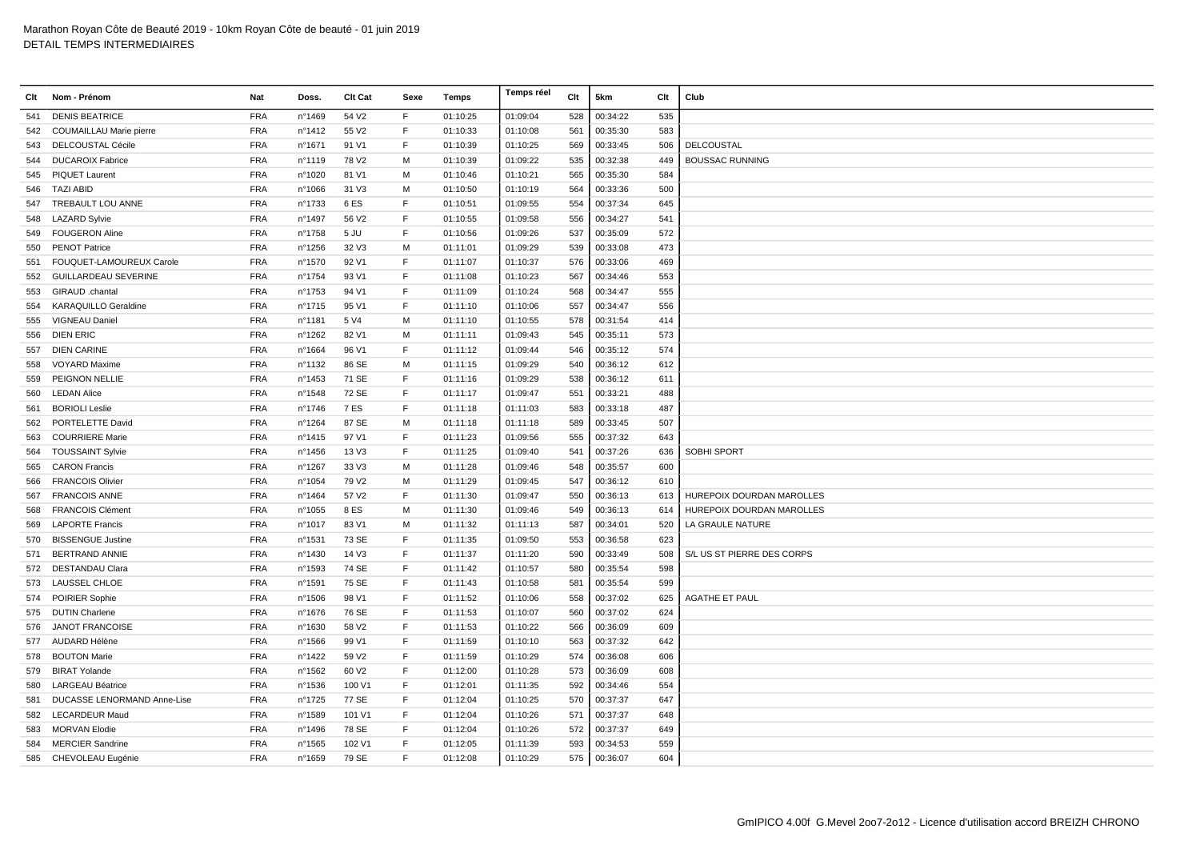Marathon Royan Côte de Beauté 2019 - 10km Royan Côte de beauté - 01 juin 2019
DETAIL TEMPS INTERMEDIAIRES

| Clt | Nom - Prénom | Nat | Doss. | Clt Cat | Sexe | Temps | Temps réel | Clt | 5km | Clt | Club |
|---|---|---|---|---|---|---|---|---|---|---|---|
| 541 | DENIS BEATRICE | FRA | n°1469 | 54 V2 | F | 01:10:25 | 01:09:04 | 528 | 00:34:22 | 535 | |
| 542 | COUMAILLAU Marie pierre | FRA | n°1412 | 55 V2 | F | 01:10:33 | 01:10:08 | 561 | 00:35:30 | 583 | |
| 543 | DELCOUSTAL Cécile | FRA | n°1671 | 91 V1 | F | 01:10:39 | 01:10:25 | 569 | 00:33:45 | 506 | DELCOUSTAL |
| 544 | DUCAROIX Fabrice | FRA | n°1119 | 78 V2 | M | 01:10:39 | 01:09:22 | 535 | 00:32:38 | 449 | BOUSSAC RUNNING |
| 545 | PIQUET Laurent | FRA | n°1020 | 81 V1 | M | 01:10:46 | 01:10:21 | 565 | 00:35:30 | 584 | |
| 546 | TAZI ABID | FRA | n°1066 | 31 V3 | M | 01:10:50 | 01:10:19 | 564 | 00:33:36 | 500 | |
| 547 | TREBAULT LOU ANNE | FRA | n°1733 | 6 ES | F | 01:10:51 | 01:09:55 | 554 | 00:37:34 | 645 | |
| 548 | LAZARD Sylvie | FRA | n°1497 | 56 V2 | F | 01:10:55 | 01:09:58 | 556 | 00:34:27 | 541 | |
| 549 | FOUGERON Aline | FRA | n°1758 | 5 JU | F | 01:10:56 | 01:09:26 | 537 | 00:35:09 | 572 | |
| 550 | PENOT Patrice | FRA | n°1256 | 32 V3 | M | 01:11:01 | 01:09:29 | 539 | 00:33:08 | 473 | |
| 551 | FOUQUET-LAMOUREUX Carole | FRA | n°1570 | 92 V1 | F | 01:11:07 | 01:10:37 | 576 | 00:33:06 | 469 | |
| 552 | GUILLARDEAU SEVERINE | FRA | n°1754 | 93 V1 | F | 01:11:08 | 01:10:23 | 567 | 00:34:46 | 553 | |
| 553 | GIRAUD .chantal | FRA | n°1753 | 94 V1 | F | 01:11:09 | 01:10:24 | 568 | 00:34:47 | 555 | |
| 554 | KARAQUILLO Geraldine | FRA | n°1715 | 95 V1 | F | 01:11:10 | 01:10:06 | 557 | 00:34:47 | 556 | |
| 555 | VIGNEAU Daniel | FRA | n°1181 | 5 V4 | M | 01:11:10 | 01:10:55 | 578 | 00:31:54 | 414 | |
| 556 | DIEN ERIC | FRA | n°1262 | 82 V1 | M | 01:11:11 | 01:09:43 | 545 | 00:35:11 | 573 | |
| 557 | DIEN CARINE | FRA | n°1664 | 96 V1 | F | 01:11:12 | 01:09:44 | 546 | 00:35:12 | 574 | |
| 558 | VOYARD Maxime | FRA | n°1132 | 86 SE | M | 01:11:15 | 01:09:29 | 540 | 00:36:12 | 612 | |
| 559 | PEIGNON NELLIE | FRA | n°1453 | 71 SE | F | 01:11:16 | 01:09:29 | 538 | 00:36:12 | 611 | |
| 560 | LEDAN Alice | FRA | n°1548 | 72 SE | F | 01:11:17 | 01:09:47 | 551 | 00:33:21 | 488 | |
| 561 | BORIOLI Leslie | FRA | n°1746 | 7 ES | F | 01:11:18 | 01:11:03 | 583 | 00:33:18 | 487 | |
| 562 | PORTELETTE David | FRA | n°1264 | 87 SE | M | 01:11:18 | 01:11:18 | 589 | 00:33:45 | 507 | |
| 563 | COURRIERE Marie | FRA | n°1415 | 97 V1 | F | 01:11:23 | 01:09:56 | 555 | 00:37:32 | 643 | |
| 564 | TOUSSAINT Sylvie | FRA | n°1456 | 13 V3 | F | 01:11:25 | 01:09:40 | 541 | 00:37:26 | 636 | SOBHI SPORT |
| 565 | CARON Francis | FRA | n°1267 | 33 V3 | M | 01:11:28 | 01:09:46 | 548 | 00:35:57 | 600 | |
| 566 | FRANCOIS Olivier | FRA | n°1054 | 79 V2 | M | 01:11:29 | 01:09:45 | 547 | 00:36:12 | 610 | |
| 567 | FRANCOIS ANNE | FRA | n°1464 | 57 V2 | F | 01:11:30 | 01:09:47 | 550 | 00:36:13 | 613 | HUREPOIX DOURDAN MAROLLES |
| 568 | FRANCOIS Clément | FRA | n°1055 | 8 ES | M | 01:11:30 | 01:09:46 | 549 | 00:36:13 | 614 | HUREPOIX DOURDAN MAROLLES |
| 569 | LAPORTE Francis | FRA | n°1017 | 83 V1 | M | 01:11:32 | 01:11:13 | 587 | 00:34:01 | 520 | LA GRAULE NATURE |
| 570 | BISSENGUE Justine | FRA | n°1531 | 73 SE | F | 01:11:35 | 01:09:50 | 553 | 00:36:58 | 623 | |
| 571 | BERTRAND ANNIE | FRA | n°1430 | 14 V3 | F | 01:11:37 | 01:11:20 | 590 | 00:33:49 | 508 | S/L US ST PIERRE DES CORPS |
| 572 | DESTANDAU Clara | FRA | n°1593 | 74 SE | F | 01:11:42 | 01:10:57 | 580 | 00:35:54 | 598 | |
| 573 | LAUSSEL CHLOE | FRA | n°1591 | 75 SE | F | 01:11:43 | 01:10:58 | 581 | 00:35:54 | 599 | |
| 574 | POIRIER Sophie | FRA | n°1506 | 98 V1 | F | 01:11:52 | 01:10:06 | 558 | 00:37:02 | 625 | AGATHE ET PAUL |
| 575 | DUTIN Charlene | FRA | n°1676 | 76 SE | F | 01:11:53 | 01:10:07 | 560 | 00:37:02 | 624 | |
| 576 | JANOT FRANCOISE | FRA | n°1630 | 58 V2 | F | 01:11:53 | 01:10:22 | 566 | 00:36:09 | 609 | |
| 577 | AUDARD Hélène | FRA | n°1566 | 99 V1 | F | 01:11:59 | 01:10:10 | 563 | 00:37:32 | 642 | |
| 578 | BOUTON Marie | FRA | n°1422 | 59 V2 | F | 01:11:59 | 01:10:29 | 574 | 00:36:08 | 606 | |
| 579 | BIRAT Yolande | FRA | n°1562 | 60 V2 | F | 01:12:00 | 01:10:28 | 573 | 00:36:09 | 608 | |
| 580 | LARGEAU Béatrice | FRA | n°1536 | 100 V1 | F | 01:12:01 | 01:11:35 | 592 | 00:34:46 | 554 | |
| 581 | DUCASSE LENORMAND Anne-Lise | FRA | n°1725 | 77 SE | F | 01:12:04 | 01:10:25 | 570 | 00:37:37 | 647 | |
| 582 | LECARDEUR Maud | FRA | n°1589 | 101 V1 | F | 01:12:04 | 01:10:26 | 571 | 00:37:37 | 648 | |
| 583 | MORVAN Elodie | FRA | n°1496 | 78 SE | F | 01:12:04 | 01:10:26 | 572 | 00:37:37 | 649 | |
| 584 | MERCIER Sandrine | FRA | n°1565 | 102 V1 | F | 01:12:05 | 01:11:39 | 593 | 00:34:53 | 559 | |
| 585 | CHEVOLEAU Eugénie | FRA | n°1659 | 79 SE | F | 01:12:08 | 01:10:29 | 575 | 00:36:07 | 604 | |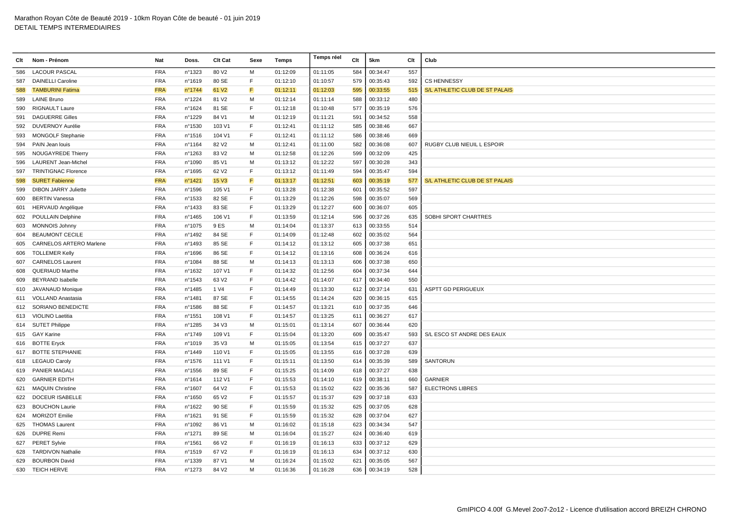Marathon Royan Côte de Beauté 2019 - 10km Royan Côte de beauté - 01 juin 2019
DETAIL TEMPS INTERMEDIAIRES

| Clt | Nom - Prénom | Nat | Doss. | Clt Cat | Sexe | Temps | Temps réel | Clt | 5km | Clt | Club |
|---|---|---|---|---|---|---|---|---|---|---|---|
| 586 | LACOUR PASCAL | FRA | n°1323 | 80 V2 | M | 01:12:09 | 01:11:05 | 584 | 00:34:47 | 557 | |
| 587 | DAINELLI Caroline | FRA | n°1619 | 80 SE | F | 01:12:10 | 01:10:57 | 579 | 00:35:43 | 592 | CS HENNESSY |
| 588 | TAMBURINI Fatima | FRA | n°1744 | 61 V2 | F | 01:12:11 | 01:12:03 | 595 | 00:33:55 | 515 | S/L ATHLETIC CLUB DE ST PALAIS |
| 589 | LAINE Bruno | FRA | n°1224 | 81 V2 | M | 01:12:14 | 01:11:14 | 588 | 00:33:12 | 480 | |
| 590 | RIGNAULT Laure | FRA | n°1624 | 81 SE | F | 01:12:18 | 01:10:48 | 577 | 00:35:19 | 576 | |
| 591 | DAGUERRE Gilles | FRA | n°1229 | 84 V1 | M | 01:12:19 | 01:11:21 | 591 | 00:34:52 | 558 | |
| 592 | DUVERNOY Aurélie | FRA | n°1530 | 103 V1 | F | 01:12:41 | 01:11:12 | 585 | 00:38:46 | 667 | |
| 593 | MONGOLF Stephanie | FRA | n°1516 | 104 V1 | F | 01:12:41 | 01:11:12 | 586 | 00:38:46 | 669 | |
| 594 | PAIN Jean louis | FRA | n°1164 | 82 V2 | M | 01:12:41 | 01:11:00 | 582 | 00:36:08 | 607 | RUGBY CLUB NIEUIL L ESPOIR |
| 595 | NOUGAYREDE Thierry | FRA | n°1263 | 83 V2 | M | 01:12:58 | 01:12:26 | 599 | 00:32:09 | 425 | |
| 596 | LAURENT Jean-Michel | FRA | n°1090 | 85 V1 | M | 01:13:12 | 01:12:22 | 597 | 00:30:28 | 343 | |
| 597 | TRINTIGNAC Florence | FRA | n°1695 | 62 V2 | F | 01:13:12 | 01:11:49 | 594 | 00:35:47 | 594 | |
| 598 | SURET Fabienne | FRA | n°1421 | 15 V3 | F | 01:13:17 | 01:12:51 | 603 | 00:35:19 | 577 | S/L ATHLETIC CLUB DE ST PALAIS |
| 599 | DIBON JARRY Juliette | FRA | n°1596 | 105 V1 | F | 01:13:28 | 01:12:38 | 601 | 00:35:52 | 597 | |
| 600 | BERTIN Vanessa | FRA | n°1533 | 82 SE | F | 01:13:29 | 01:12:26 | 598 | 00:35:07 | 569 | |
| 601 | HERVAUD Angélique | FRA | n°1433 | 83 SE | F | 01:13:29 | 01:12:27 | 600 | 00:36:07 | 605 | |
| 602 | POULLAIN Delphine | FRA | n°1465 | 106 V1 | F | 01:13:59 | 01:12:14 | 596 | 00:37:26 | 635 | SOBHI SPORT CHARTRES |
| 603 | MONNOIS Johnny | FRA | n°1075 | 9 ES | M | 01:14:04 | 01:13:37 | 613 | 00:33:55 | 514 | |
| 604 | BEAUMONT CECILE | FRA | n°1492 | 84 SE | F | 01:14:09 | 01:12:48 | 602 | 00:35:02 | 564 | |
| 605 | CARNELOS ARTERO Marlene | FRA | n°1493 | 85 SE | F | 01:14:12 | 01:13:12 | 605 | 00:37:38 | 651 | |
| 606 | TOLLEMER Kelly | FRA | n°1696 | 86 SE | F | 01:14:12 | 01:13:16 | 608 | 00:36:24 | 616 | |
| 607 | CARNELOS Laurent | FRA | n°1084 | 88 SE | M | 01:14:13 | 01:13:13 | 606 | 00:37:38 | 650 | |
| 608 | QUERIAUD Marthe | FRA | n°1632 | 107 V1 | F | 01:14:32 | 01:12:56 | 604 | 00:37:34 | 644 | |
| 609 | BEYRAND Isabelle | FRA | n°1543 | 63 V2 | F | 01:14:42 | 01:14:07 | 617 | 00:34:40 | 550 | |
| 610 | JAVANAUD Monique | FRA | n°1485 | 1 V4 | F | 01:14:49 | 01:13:30 | 612 | 00:37:14 | 631 | ASPTT GD PERIGUEUX |
| 611 | VOLLAND Anastasia | FRA | n°1481 | 87 SE | F | 01:14:55 | 01:14:24 | 620 | 00:36:15 | 615 | |
| 612 | SORIANO BENEDICTE | FRA | n°1586 | 88 SE | F | 01:14:57 | 01:13:21 | 610 | 00:37:35 | 646 | |
| 613 | VIOLINO Laetitia | FRA | n°1551 | 108 V1 | F | 01:14:57 | 01:13:25 | 611 | 00:36:27 | 617 | |
| 614 | SUTET Philippe | FRA | n°1285 | 34 V3 | M | 01:15:01 | 01:13:14 | 607 | 00:36:44 | 620 | |
| 615 | GAY Karine | FRA | n°1749 | 109 V1 | F | 01:15:04 | 01:13:20 | 609 | 00:35:47 | 593 | S/L ESCO ST ANDRE DES EAUX |
| 616 | BOTTE Eryck | FRA | n°1019 | 35 V3 | M | 01:15:05 | 01:13:54 | 615 | 00:37:27 | 637 | |
| 617 | BOTTE STEPHANIE | FRA | n°1449 | 110 V1 | F | 01:15:05 | 01:13:55 | 616 | 00:37:28 | 639 | |
| 618 | LEGAUD Caroly | FRA | n°1576 | 111 V1 | F | 01:15:11 | 01:13:50 | 614 | 00:35:39 | 589 | SANTORUN |
| 619 | PANIER MAGALI | FRA | n°1556 | 89 SE | F | 01:15:25 | 01:14:09 | 618 | 00:37:27 | 638 | |
| 620 | GARNIER EDITH | FRA | n°1614 | 112 V1 | F | 01:15:53 | 01:14:10 | 619 | 00:38:11 | 660 | GARNIER |
| 621 | MAQUIN Christine | FRA | n°1607 | 64 V2 | F | 01:15:53 | 01:15:02 | 622 | 00:35:36 | 587 | ELECTRONS LIBRES |
| 622 | DOCEUR ISABELLE | FRA | n°1650 | 65 V2 | F | 01:15:57 | 01:15:37 | 629 | 00:37:18 | 633 | |
| 623 | BOUCHON Laurie | FRA | n°1622 | 90 SE | F | 01:15:59 | 01:15:32 | 625 | 00:37:05 | 628 | |
| 624 | MORIZOT Emilie | FRA | n°1621 | 91 SE | F | 01:15:59 | 01:15:32 | 628 | 00:37:04 | 627 | |
| 625 | THOMAS Laurent | FRA | n°1092 | 86 V1 | M | 01:16:02 | 01:15:18 | 623 | 00:34:34 | 547 | |
| 626 | DUPRE Remi | FRA | n°1271 | 89 SE | M | 01:16:04 | 01:15:27 | 624 | 00:36:40 | 619 | |
| 627 | PERET Sylvie | FRA | n°1561 | 66 V2 | F | 01:16:19 | 01:16:13 | 633 | 00:37:12 | 629 | |
| 628 | TARDIVON Nathalie | FRA | n°1519 | 67 V2 | F | 01:16:19 | 01:16:13 | 634 | 00:37:12 | 630 | |
| 629 | BOURBON David | FRA | n°1339 | 87 V1 | M | 01:16:24 | 01:15:02 | 621 | 00:35:05 | 567 | |
| 630 | TEICH HERVE | FRA | n°1273 | 84 V2 | M | 01:16:36 | 01:16:28 | 636 | 00:34:19 | 528 | |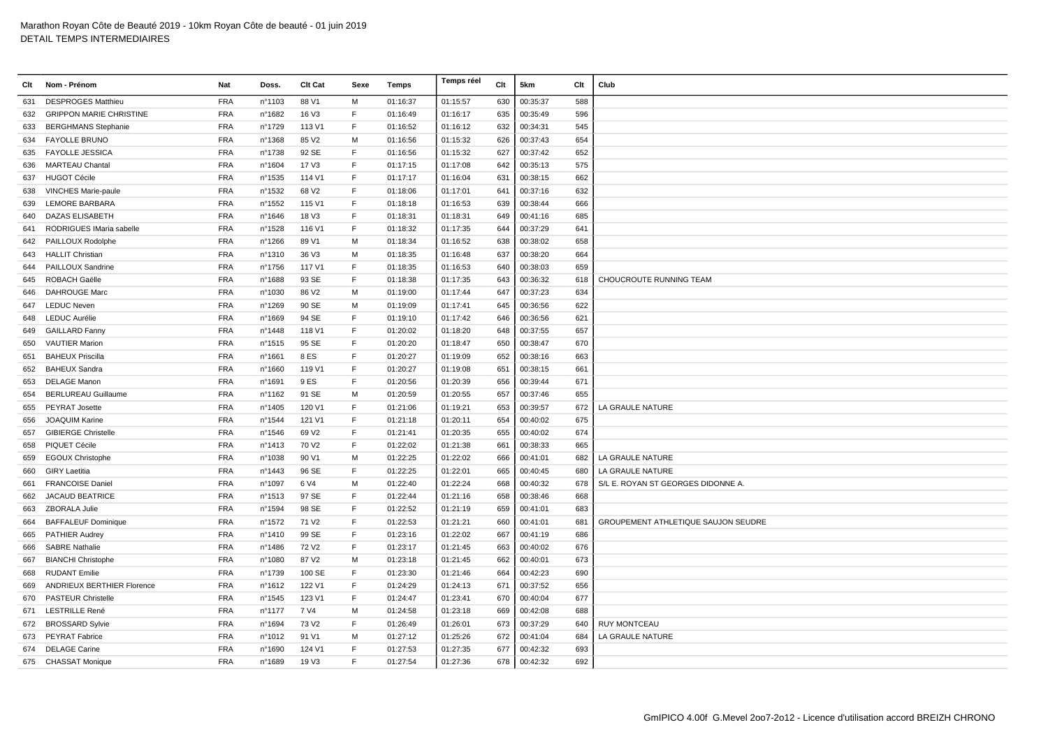Marathon Royan Côte de Beauté 2019 - 10km Royan Côte de beauté - 01 juin 2019
DETAIL TEMPS INTERMEDIAIRES

| Clt | Nom - Prénom | Nat | Doss. | Clt Cat | Sexe | Temps | Temps réel | Clt | 5km | Clt | Club |
|---|---|---|---|---|---|---|---|---|---|---|---|
| 631 | DESPROGES Matthieu | FRA | n°1103 | 88 V1 | M | 01:16:37 | 01:15:57 | 630 | 00:35:37 | 588 | |
| 632 | GRIPPON MARIE CHRISTINE | FRA | n°1682 | 16 V3 | F | 01:16:49 | 01:16:17 | 635 | 00:35:49 | 596 | |
| 633 | BERGHMANS Stephanie | FRA | n°1729 | 113 V1 | F | 01:16:52 | 01:16:12 | 632 | 00:34:31 | 545 | |
| 634 | FAYOLLE BRUNO | FRA | n°1368 | 85 V2 | M | 01:16:56 | 01:15:32 | 626 | 00:37:43 | 654 | |
| 635 | FAYOLLE JESSICA | FRA | n°1738 | 92 SE | F | 01:16:56 | 01:15:32 | 627 | 00:37:42 | 652 | |
| 636 | MARTEAU Chantal | FRA | n°1604 | 17 V3 | F | 01:17:15 | 01:17:08 | 642 | 00:35:13 | 575 | |
| 637 | HUGOT Cécile | FRA | n°1535 | 114 V1 | F | 01:17:17 | 01:16:04 | 631 | 00:38:15 | 662 | |
| 638 | VINCHES Marie-paule | FRA | n°1532 | 68 V2 | F | 01:18:06 | 01:17:01 | 641 | 00:37:16 | 632 | |
| 639 | LEMORE BARBARA | FRA | n°1552 | 115 V1 | F | 01:18:18 | 01:16:53 | 639 | 00:38:44 | 666 | |
| 640 | DAZAS ELISABETH | FRA | n°1646 | 18 V3 | F | 01:18:31 | 01:18:31 | 649 | 00:41:16 | 685 | |
| 641 | RODRIGUES IMaria sabelle | FRA | n°1528 | 116 V1 | F | 01:18:32 | 01:17:35 | 644 | 00:37:29 | 641 | |
| 642 | PAILLOUX Rodolphe | FRA | n°1266 | 89 V1 | M | 01:18:34 | 01:16:52 | 638 | 00:38:02 | 658 | |
| 643 | HALLIT Christian | FRA | n°1310 | 36 V3 | M | 01:18:35 | 01:16:48 | 637 | 00:38:20 | 664 | |
| 644 | PAILLOUX Sandrine | FRA | n°1756 | 117 V1 | F | 01:18:35 | 01:16:53 | 640 | 00:38:03 | 659 | |
| 645 | ROBACH Gaëlle | FRA | n°1688 | 93 SE | F | 01:18:38 | 01:17:35 | 643 | 00:36:32 | 618 | CHOUCROUTE RUNNING TEAM |
| 646 | DAHROUGE Marc | FRA | n°1030 | 86 V2 | M | 01:19:00 | 01:17:44 | 647 | 00:37:23 | 634 | |
| 647 | LEDUC Neven | FRA | n°1269 | 90 SE | M | 01:19:09 | 01:17:41 | 645 | 00:36:56 | 622 | |
| 648 | LEDUC Aurélie | FRA | n°1669 | 94 SE | F | 01:19:10 | 01:17:42 | 646 | 00:36:56 | 621 | |
| 649 | GAILLARD Fanny | FRA | n°1448 | 118 V1 | F | 01:20:02 | 01:18:20 | 648 | 00:37:55 | 657 | |
| 650 | VAUTIER Marion | FRA | n°1515 | 95 SE | F | 01:20:20 | 01:18:47 | 650 | 00:38:47 | 670 | |
| 651 | BAHEUX Priscilla | FRA | n°1661 | 8 ES | F | 01:20:27 | 01:19:09 | 652 | 00:38:16 | 663 | |
| 652 | BAHEUX Sandra | FRA | n°1660 | 119 V1 | F | 01:20:27 | 01:19:08 | 651 | 00:38:15 | 661 | |
| 653 | DELAGE Manon | FRA | n°1691 | 9 ES | F | 01:20:56 | 01:20:39 | 656 | 00:39:44 | 671 | |
| 654 | BERLUREAU Guillaume | FRA | n°1162 | 91 SE | M | 01:20:59 | 01:20:55 | 657 | 00:37:46 | 655 | |
| 655 | PEYRAT Josette | FRA | n°1405 | 120 V1 | F | 01:21:06 | 01:19:21 | 653 | 00:39:57 | 672 | LA GRAULE NATURE |
| 656 | JOAQUIM Karine | FRA | n°1544 | 121 V1 | F | 01:21:18 | 01:20:11 | 654 | 00:40:02 | 675 | |
| 657 | GIBIERGE Christelle | FRA | n°1546 | 69 V2 | F | 01:21:41 | 01:20:35 | 655 | 00:40:02 | 674 | |
| 658 | PIQUET Cécile | FRA | n°1413 | 70 V2 | F | 01:22:02 | 01:21:38 | 661 | 00:38:33 | 665 | |
| 659 | EGOUX Christophe | FRA | n°1038 | 90 V1 | M | 01:22:25 | 01:22:02 | 666 | 00:41:01 | 682 | LA GRAULE NATURE |
| 660 | GIRY Laetitia | FRA | n°1443 | 96 SE | F | 01:22:25 | 01:22:01 | 665 | 00:40:45 | 680 | LA GRAULE NATURE |
| 661 | FRANCOISE Daniel | FRA | n°1097 | 6 V4 | M | 01:22:40 | 01:22:24 | 668 | 00:40:32 | 678 | S/L E. ROYAN ST GEORGES DIDONNE A. |
| 662 | JACAUD BEATRICE | FRA | n°1513 | 97 SE | F | 01:22:44 | 01:21:16 | 658 | 00:38:46 | 668 | |
| 663 | ZBORALA Julie | FRA | n°1594 | 98 SE | F | 01:22:52 | 01:21:19 | 659 | 00:41:01 | 683 | |
| 664 | BAFFALEUF Dominique | FRA | n°1572 | 71 V2 | F | 01:22:53 | 01:21:21 | 660 | 00:41:01 | 681 | GROUPEMENT ATHLETIQUE SAUJON SEUDRE |
| 665 | PATHIER Audrey | FRA | n°1410 | 99 SE | F | 01:23:16 | 01:22:02 | 667 | 00:41:19 | 686 | |
| 666 | SABRE Nathalie | FRA | n°1486 | 72 V2 | F | 01:23:17 | 01:21:45 | 663 | 00:40:02 | 676 | |
| 667 | BIANCHI Christophe | FRA | n°1080 | 87 V2 | M | 01:23:18 | 01:21:45 | 662 | 00:40:01 | 673 | |
| 668 | RUDANT Emilie | FRA | n°1739 | 100 SE | F | 01:23:30 | 01:21:46 | 664 | 00:42:23 | 690 | |
| 669 | ANDRIEUX BERTHIER Florence | FRA | n°1612 | 122 V1 | F | 01:24:29 | 01:24:13 | 671 | 00:37:52 | 656 | |
| 670 | PASTEUR Christelle | FRA | n°1545 | 123 V1 | F | 01:24:47 | 01:23:41 | 670 | 00:40:04 | 677 | |
| 671 | LESTRILLE René | FRA | n°1177 | 7 V4 | M | 01:24:58 | 01:23:18 | 669 | 00:42:08 | 688 | |
| 672 | BROSSARD Sylvie | FRA | n°1694 | 73 V2 | F | 01:26:49 | 01:26:01 | 673 | 00:37:29 | 640 | RUY MONTCEAU |
| 673 | PEYRAT Fabrice | FRA | n°1012 | 91 V1 | M | 01:27:12 | 01:25:26 | 672 | 00:41:04 | 684 | LA GRAULE NATURE |
| 674 | DELAGE Carine | FRA | n°1690 | 124 V1 | F | 01:27:53 | 01:27:35 | 677 | 00:42:32 | 693 | |
| 675 | CHASSAT Monique | FRA | n°1689 | 19 V3 | F | 01:27:54 | 01:27:36 | 678 | 00:42:32 | 692 | |

GmIPICO 4.00f G.Mevel 2oo7-2o12 - Licence d'utilisation accord BREIZH CHRONO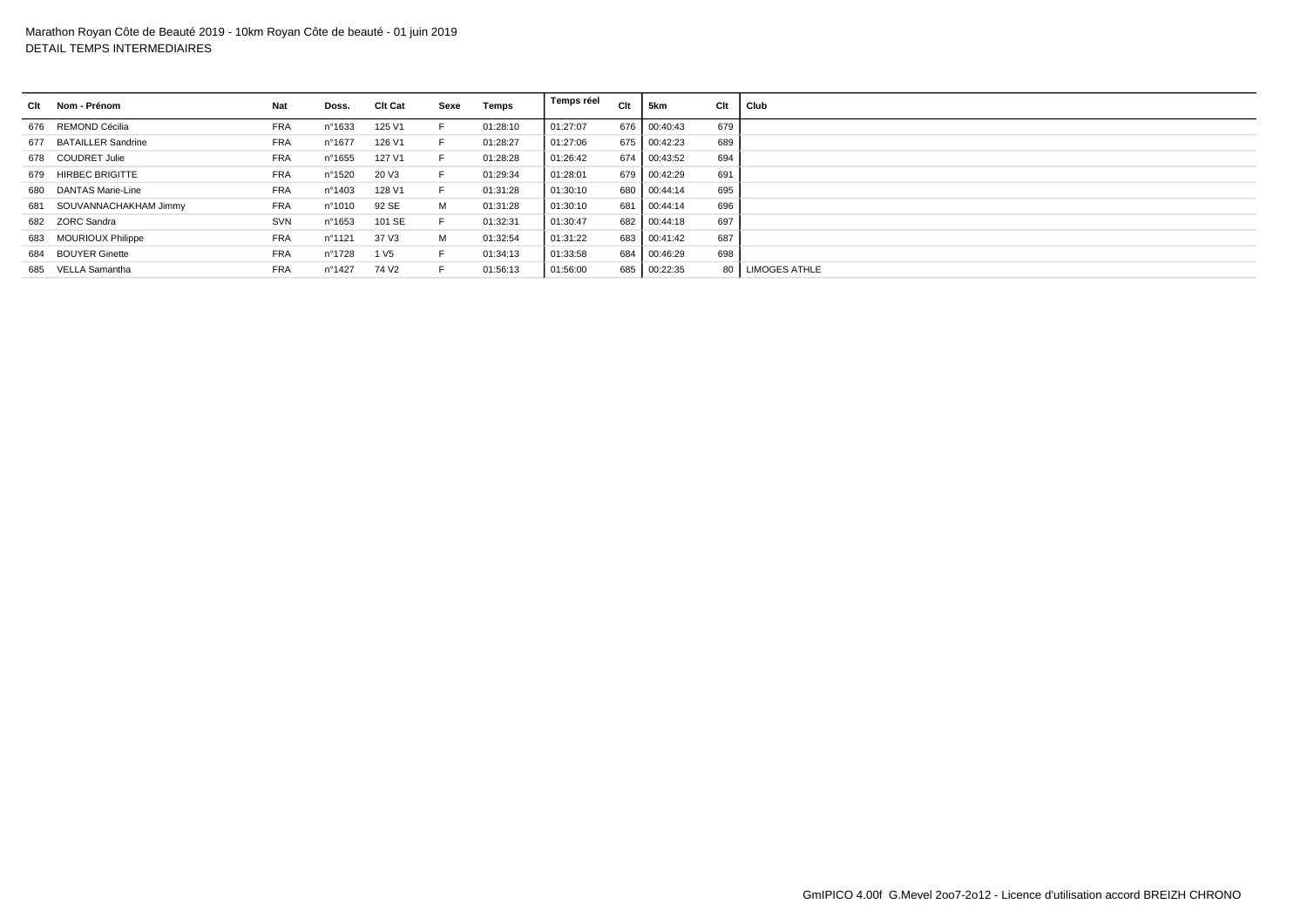Marathon Royan Côte de Beauté 2019 - 10km Royan Côte de beauté - 01 juin 2019
DETAIL TEMPS INTERMEDIAIRES

| Clt | Nom - Prénom | Nat | Doss. | Clt Cat | Sexe | Temps | Temps réel | Clt | 5km | Clt | Club |
|---|---|---|---|---|---|---|---|---|---|---|---|
| 676 | REMOND Cécilia | FRA | n°1633 | 125 V1 | F | 01:28:10 | 01:27:07 | 676 | 00:40:43 | 679 | |
| 677 | BATAILLER Sandrine | FRA | n°1677 | 126 V1 | F | 01:28:27 | 01:27:06 | 675 | 00:42:23 | 689 | |
| 678 | COUDRET Julie | FRA | n°1655 | 127 V1 | F | 01:28:28 | 01:26:42 | 674 | 00:43:52 | 694 | |
| 679 | HIRBEC BRIGITTE | FRA | n°1520 | 20 V3 | F | 01:29:34 | 01:28:01 | 679 | 00:42:29 | 691 | |
| 680 | DANTAS Marie-Line | FRA | n°1403 | 128 V1 | F | 01:31:28 | 01:30:10 | 680 | 00:44:14 | 695 | |
| 681 | SOUVANNACHAKHAM Jimmy | FRA | n°1010 | 92 SE | M | 01:31:28 | 01:30:10 | 681 | 00:44:14 | 696 | |
| 682 | ZORC Sandra | SVN | n°1653 | 101 SE | F | 01:32:31 | 01:30:47 | 682 | 00:44:18 | 697 | |
| 683 | MOURIOUX Philippe | FRA | n°1121 | 37 V3 | M | 01:32:54 | 01:31:22 | 683 | 00:41:42 | 687 | |
| 684 | BOUYER Ginette | FRA | n°1728 | 1 V5 | F | 01:34:13 | 01:33:58 | 684 | 00:46:29 | 698 | |
| 685 | VELLA Samantha | FRA | n°1427 | 74 V2 | F | 01:56:13 | 01:56:00 | 685 | 00:22:35 | 80 | LIMOGES ATHLE |

GmIPICO 4.00f G.Mevel 2oo7-2o12 - Licence d'utilisation accord BREIZH CHRONO